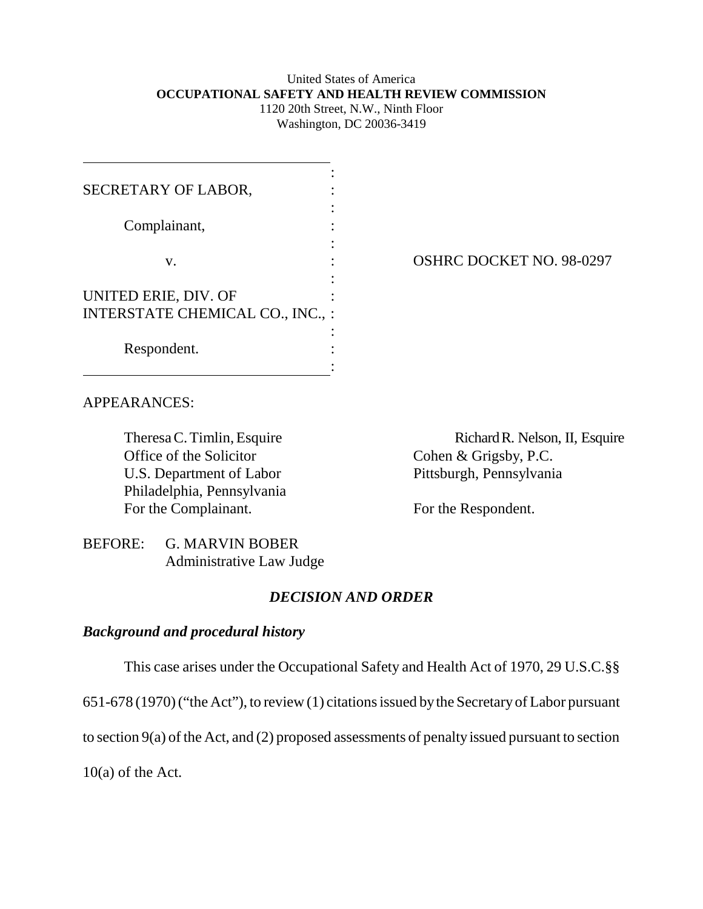United States of America
**OCCUPATIONAL SAFETY AND HEALTH REVIEW COMMISSION**
1120 20th Street, N.W., Ninth Floor
Washington, DC 20036-3419

| | |
|---|---|
| SECRETARY OF LABOR,<br><br>Complainant,<br><br>v.<br><br>UNITED ERIE, DIV. OF INTERSTATE CHEMICAL CO., INC.,<br><br>Respondent. | OSHRC DOCKET NO. 98-0297 |

APPEARANCES:

Theresa C. Timlin, Esquire
Office of the Solicitor
U.S. Department of Labor
Philadelphia, Pennsylvania
For the Complainant.

Richard R. Nelson, II, Esquire
Cohen & Grigsby, P.C.
Pittsburgh, Pennsylvania
For the Respondent.

BEFORE: G. MARVIN BOBER
Administrative Law Judge

## *DECISION AND ORDER*

### *Background and procedural history*

This case arises under the Occupational Safety and Health Act of 1970, 29 U.S.C.§§ 651-678 (1970) ("the Act"), to review (1) citations issued by the Secretary of Labor pursuant to section 9(a) of the Act, and (2) proposed assessments of penalty issued pursuant to section 10(a) of the Act.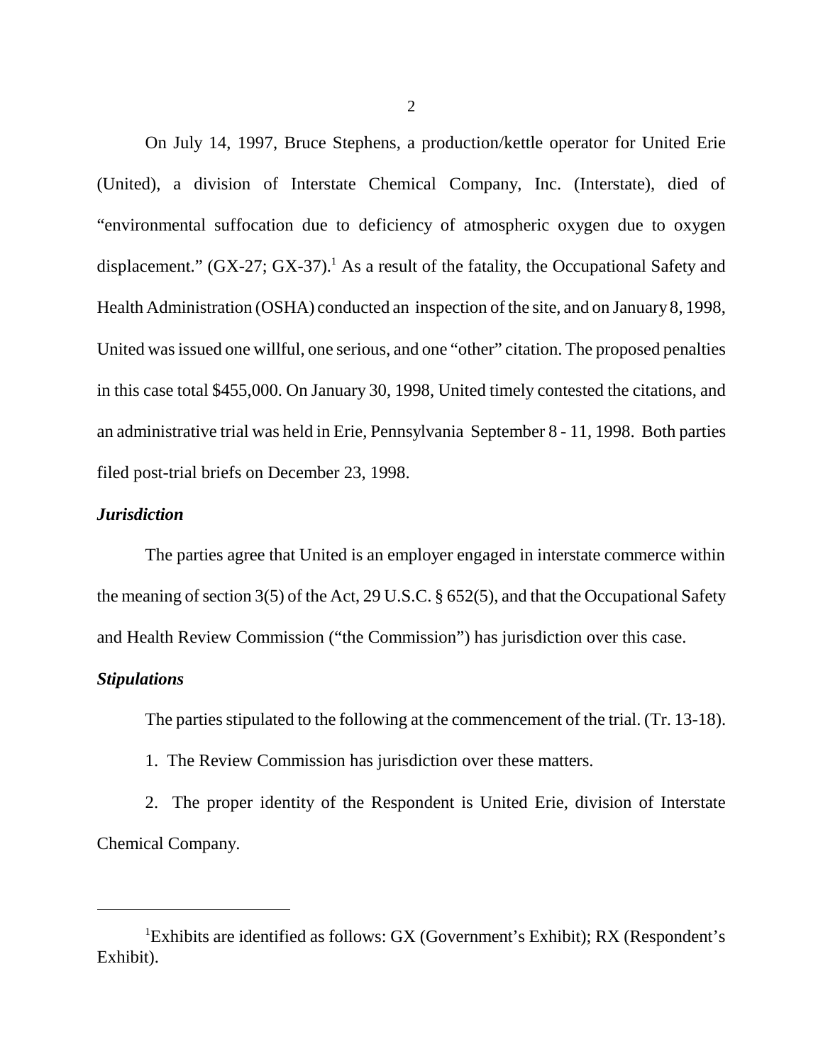On July 14, 1997, Bruce Stephens, a production/kettle operator for United Erie (United), a division of Interstate Chemical Company, Inc. (Interstate), died of "environmental suffocation due to deficiency of atmospheric oxygen due to oxygen displacement." (GX-27; GX-37).[1] As a result of the fatality, the Occupational Safety and Health Administration (OSHA) conducted an inspection of the site, and on January 8, 1998, United was issued one willful, one serious, and one "other" citation. The proposed penalties in this case total $455,000. On January 30, 1998, United timely contested the citations, and an administrative trial was held in Erie, Pennsylvania September 8 - 11, 1998. Both parties filed post-trial briefs on December 23, 1998.

***Jurisdiction***

The parties agree that United is an employer engaged in interstate commerce within the meaning of section 3(5) of the Act, 29 U.S.C. § 652(5), and that the Occupational Safety and Health Review Commission ("the Commission") has jurisdiction over this case.

***Stipulations***

The parties stipulated to the following at the commencement of the trial. (Tr. 13-18).

1. The Review Commission has jurisdiction over these matters.

2. The proper identity of the Respondent is United Erie, division of Interstate Chemical Company.

---

[1] Exhibits are identified as follows: GX (Government's Exhibit); RX (Respondent's Exhibit).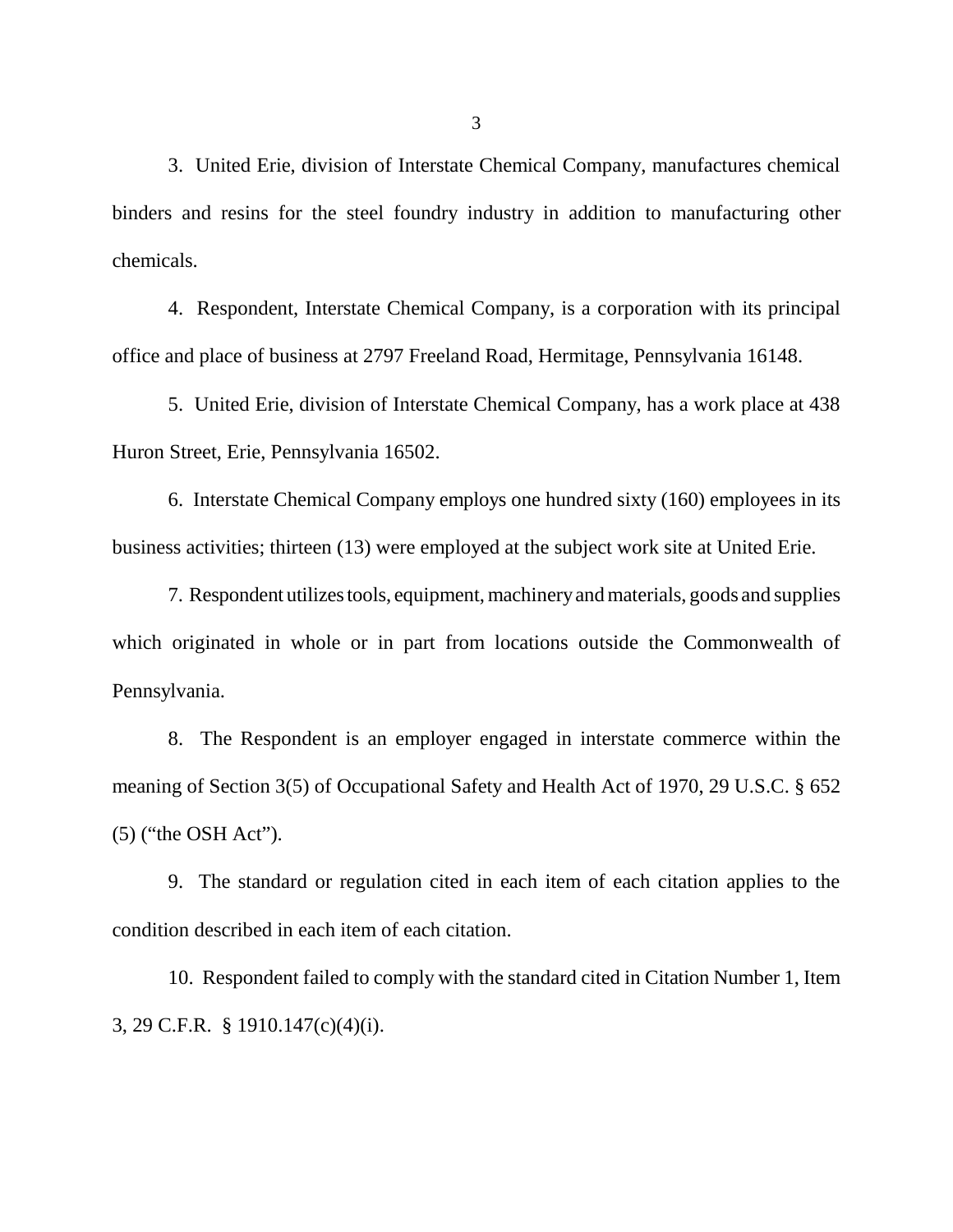3. United Erie, division of Interstate Chemical Company, manufactures chemical binders and resins for the steel foundry industry in addition to manufacturing other chemicals.

4. Respondent, Interstate Chemical Company, is a corporation with its principal office and place of business at 2797 Freeland Road, Hermitage, Pennsylvania 16148.

5. United Erie, division of Interstate Chemical Company, has a work place at 438 Huron Street, Erie, Pennsylvania 16502.

6. Interstate Chemical Company employs one hundred sixty (160) employees in its business activities; thirteen (13) were employed at the subject work site at United Erie.

7. Respondent utilizes tools, equipment, machinery and materials, goods and supplies which originated in whole or in part from locations outside the Commonwealth of Pennsylvania.

8. The Respondent is an employer engaged in interstate commerce within the meaning of Section 3(5) of Occupational Safety and Health Act of 1970, 29 U.S.C. § 652 (5) ("the OSH Act").

9. The standard or regulation cited in each item of each citation applies to the condition described in each item of each citation.

10. Respondent failed to comply with the standard cited in Citation Number 1, Item 3, 29 C.F.R. § 1910.147(c)(4)(i).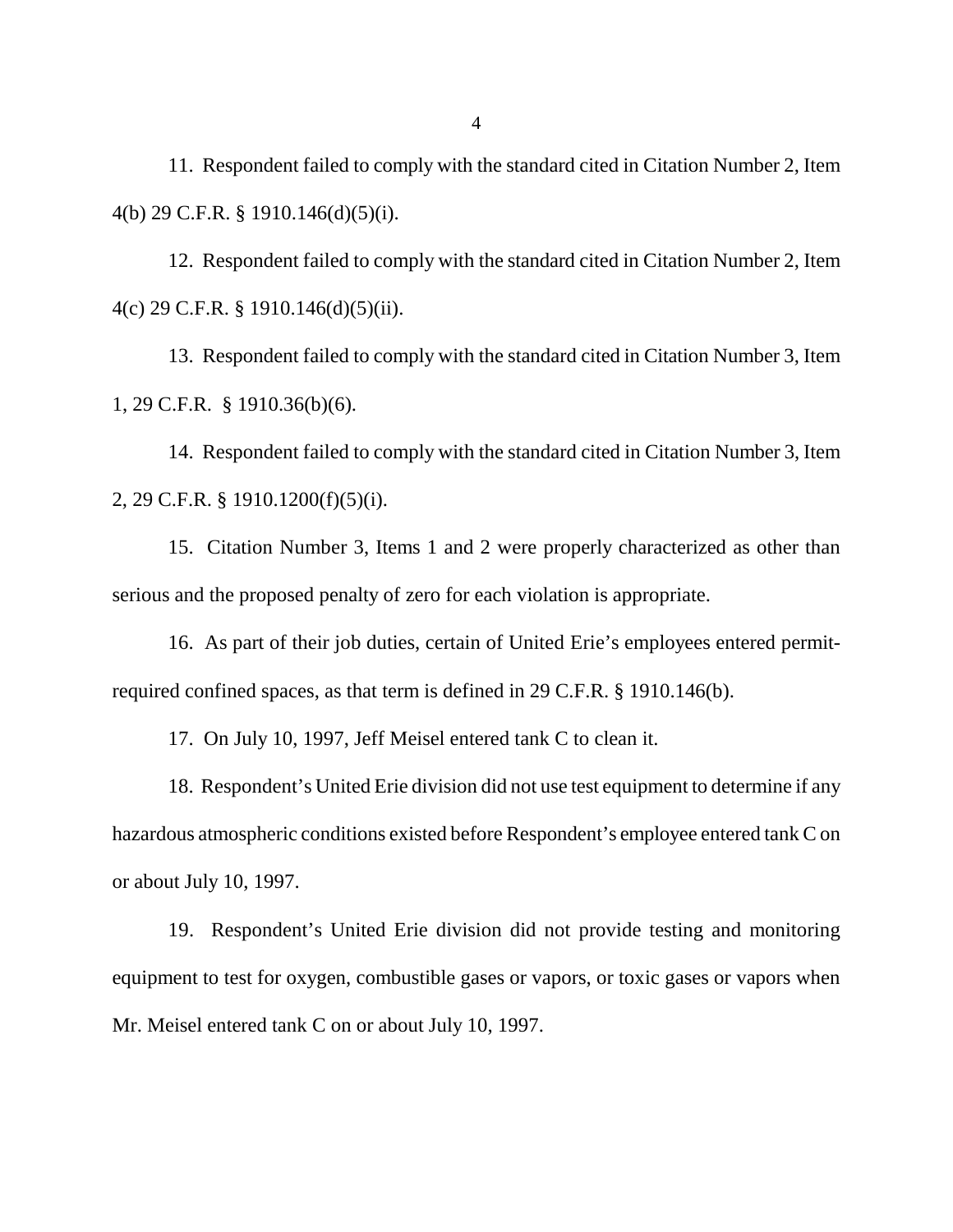11. Respondent failed to comply with the standard cited in Citation Number 2, Item 4(b) 29 C.F.R. § 1910.146(d)(5)(i).

12. Respondent failed to comply with the standard cited in Citation Number 2, Item 4(c) 29 C.F.R. § 1910.146(d)(5)(ii).

13. Respondent failed to comply with the standard cited in Citation Number 3, Item 1, 29 C.F.R. § 1910.36(b)(6).

14. Respondent failed to comply with the standard cited in Citation Number 3, Item 2, 29 C.F.R. § 1910.1200(f)(5)(i).

15. Citation Number 3, Items 1 and 2 were properly characterized as other than serious and the proposed penalty of zero for each violation is appropriate.

16. As part of their job duties, certain of United Erie's employees entered permit-required confined spaces, as that term is defined in 29 C.F.R. § 1910.146(b).

17. On July 10, 1997, Jeff Meisel entered tank C to clean it.

18. Respondent's United Erie division did not use test equipment to determine if any hazardous atmospheric conditions existed before Respondent's employee entered tank C on or about July 10, 1997.

19. Respondent's United Erie division did not provide testing and monitoring equipment to test for oxygen, combustible gases or vapors, or toxic gases or vapors when Mr. Meisel entered tank C on or about July 10, 1997.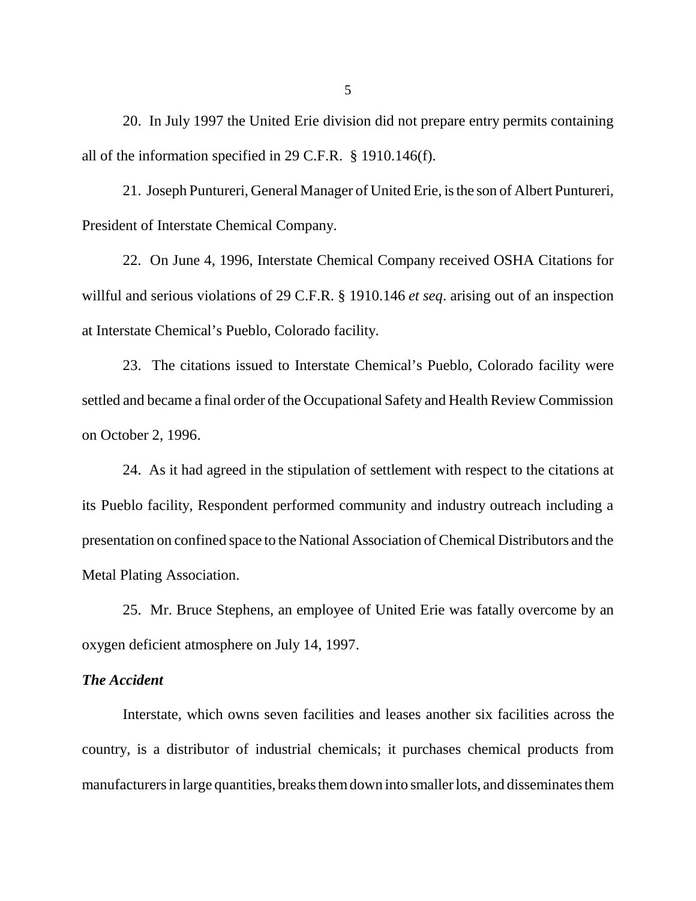20. In July 1997 the United Erie division did not prepare entry permits containing all of the information specified in 29 C.F.R. § 1910.146(f).

21. Joseph Puntureri, General Manager of United Erie, is the son of Albert Puntureri, President of Interstate Chemical Company.

22. On June 4, 1996, Interstate Chemical Company received OSHA Citations for willful and serious violations of 29 C.F.R. § 1910.146 *et seq*. arising out of an inspection at Interstate Chemical's Pueblo, Colorado facility.

23. The citations issued to Interstate Chemical's Pueblo, Colorado facility were settled and became a final order of the Occupational Safety and Health Review Commission on October 2, 1996.

24. As it had agreed in the stipulation of settlement with respect to the citations at its Pueblo facility, Respondent performed community and industry outreach including a presentation on confined space to the National Association of Chemical Distributors and the Metal Plating Association.

25. Mr. Bruce Stephens, an employee of United Erie was fatally overcome by an oxygen deficient atmosphere on July 14, 1997.

***The Accident***

Interstate, which owns seven facilities and leases another six facilities across the country, is a distributor of industrial chemicals; it purchases chemical products from manufacturers in large quantities, breaks them down into smaller lots, and disseminates them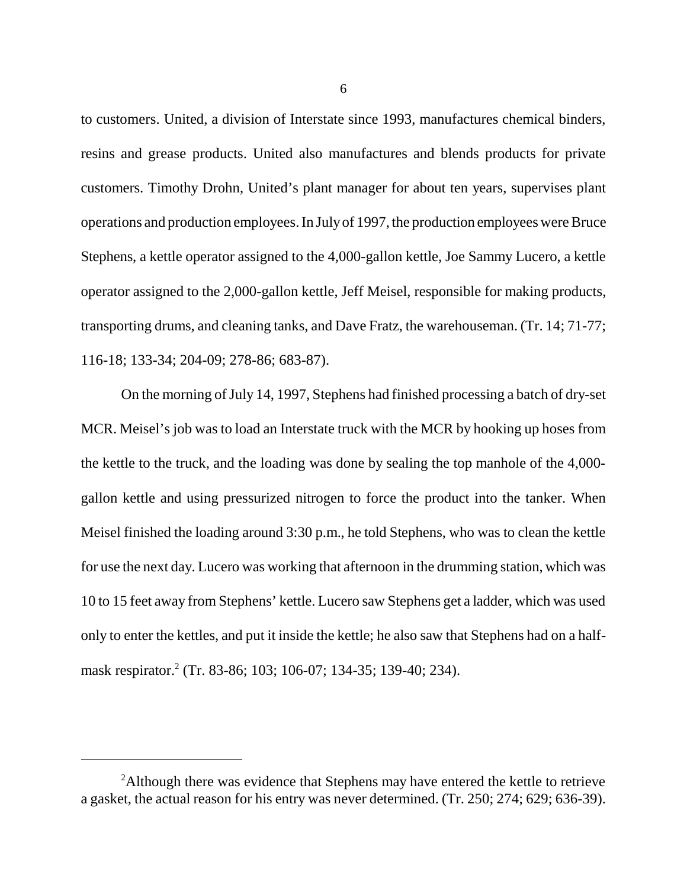to customers. United, a division of Interstate since 1993, manufactures chemical binders, resins and grease products. United also manufactures and blends products for private customers. Timothy Drohn, United's plant manager for about ten years, supervises plant operations and production employees. In July of 1997, the production employees were Bruce Stephens, a kettle operator assigned to the 4,000-gallon kettle, Joe Sammy Lucero, a kettle operator assigned to the 2,000-gallon kettle, Jeff Meisel, responsible for making products, transporting drums, and cleaning tanks, and Dave Fratz, the warehouseman. (Tr. 14; 71-77; 116-18; 133-34; 204-09; 278-86; 683-87).

On the morning of July 14, 1997, Stephens had finished processing a batch of dry-set MCR. Meisel's job was to load an Interstate truck with the MCR by hooking up hoses from the kettle to the truck, and the loading was done by sealing the top manhole of the 4,000-gallon kettle and using pressurized nitrogen to force the product into the tanker. When Meisel finished the loading around 3:30 p.m., he told Stephens, who was to clean the kettle for use the next day. Lucero was working that afternoon in the drumming station, which was 10 to 15 feet away from Stephens' kettle. Lucero saw Stephens get a ladder, which was used only to enter the kettles, and put it inside the kettle; he also saw that Stephens had on a half-mask respirator.[2] (Tr. 83-86; 103; 106-07; 134-35; 139-40; 234).

[2]Although there was evidence that Stephens may have entered the kettle to retrieve a gasket, the actual reason for his entry was never determined. (Tr. 250; 274; 629; 636-39).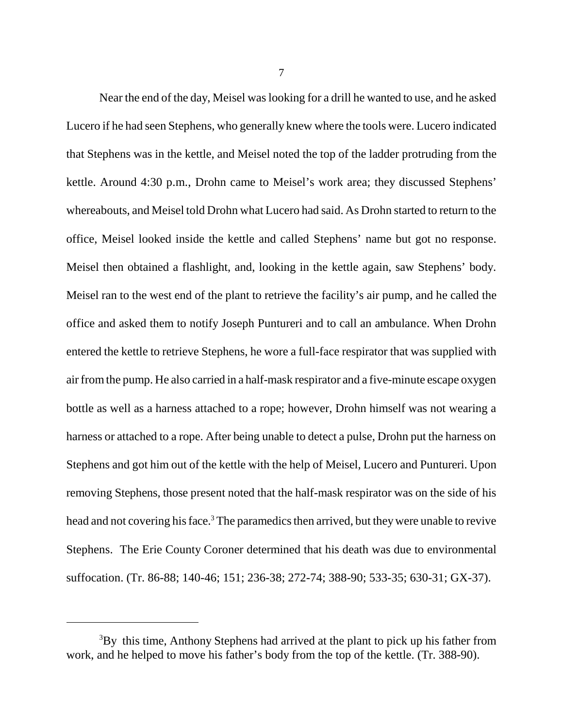Near the end of the day, Meisel was looking for a drill he wanted to use, and he asked Lucero if he had seen Stephens, who generally knew where the tools were. Lucero indicated that Stephens was in the kettle, and Meisel noted the top of the ladder protruding from the kettle. Around 4:30 p.m., Drohn came to Meisel's work area; they discussed Stephens' whereabouts, and Meisel told Drohn what Lucero had said. As Drohn started to return to the office, Meisel looked inside the kettle and called Stephens' name but got no response. Meisel then obtained a flashlight, and, looking in the kettle again, saw Stephens' body. Meisel ran to the west end of the plant to retrieve the facility's air pump, and he called the office and asked them to notify Joseph Puntureri and to call an ambulance. When Drohn entered the kettle to retrieve Stephens, he wore a full-face respirator that was supplied with air from the pump. He also carried in a half-mask respirator and a five-minute escape oxygen bottle as well as a harness attached to a rope; however, Drohn himself was not wearing a harness or attached to a rope. After being unable to detect a pulse, Drohn put the harness on Stephens and got him out of the kettle with the help of Meisel, Lucero and Puntureri. Upon removing Stephens, those present noted that the half-mask respirator was on the side of his head and not covering his face.[3] The paramedics then arrived, but they were unable to revive Stephens. The Erie County Coroner determined that his death was due to environmental suffocation. (Tr. 86-88; 140-46; 151; 236-38; 272-74; 388-90; 533-35; 630-31; GX-37).

---

[3]By this time, Anthony Stephens had arrived at the plant to pick up his father from work, and he helped to move his father's body from the top of the kettle. (Tr. 388-90).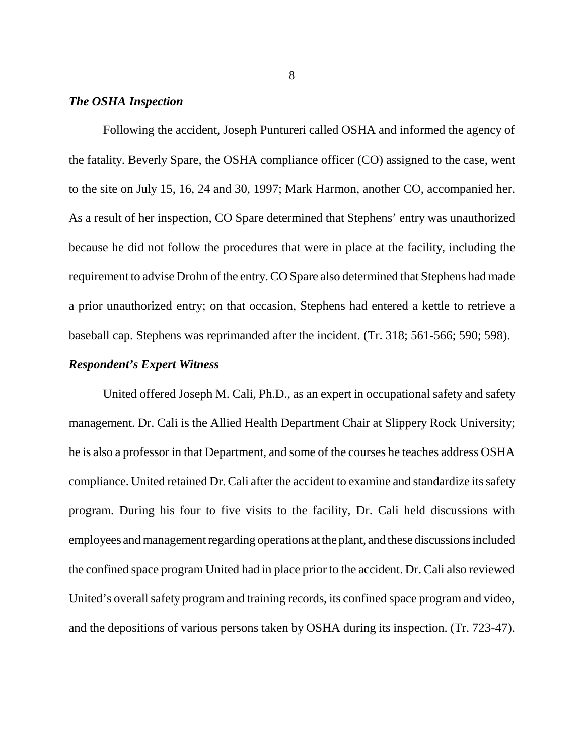### *The OSHA Inspection*

Following the accident, Joseph Puntureri called OSHA and informed the agency of the fatality. Beverly Spare, the OSHA compliance officer (CO) assigned to the case, went to the site on July 15, 16, 24 and 30, 1997; Mark Harmon, another CO, accompanied her. As a result of her inspection, CO Spare determined that Stephens' entry was unauthorized because he did not follow the procedures that were in place at the facility, including the requirement to advise Drohn of the entry. CO Spare also determined that Stephens had made a prior unauthorized entry; on that occasion, Stephens had entered a kettle to retrieve a baseball cap. Stephens was reprimanded after the incident. (Tr. 318; 561-566; 590; 598).

### *Respondent's Expert Witness*

United offered Joseph M. Cali, Ph.D., as an expert in occupational safety and safety management. Dr. Cali is the Allied Health Department Chair at Slippery Rock University; he is also a professor in that Department, and some of the courses he teaches address OSHA compliance. United retained Dr. Cali after the accident to examine and standardize its safety program. During his four to five visits to the facility, Dr. Cali held discussions with employees and management regarding operations at the plant, and these discussions included the confined space program United had in place prior to the accident. Dr. Cali also reviewed United's overall safety program and training records, its confined space program and video, and the depositions of various persons taken by OSHA during its inspection. (Tr. 723-47).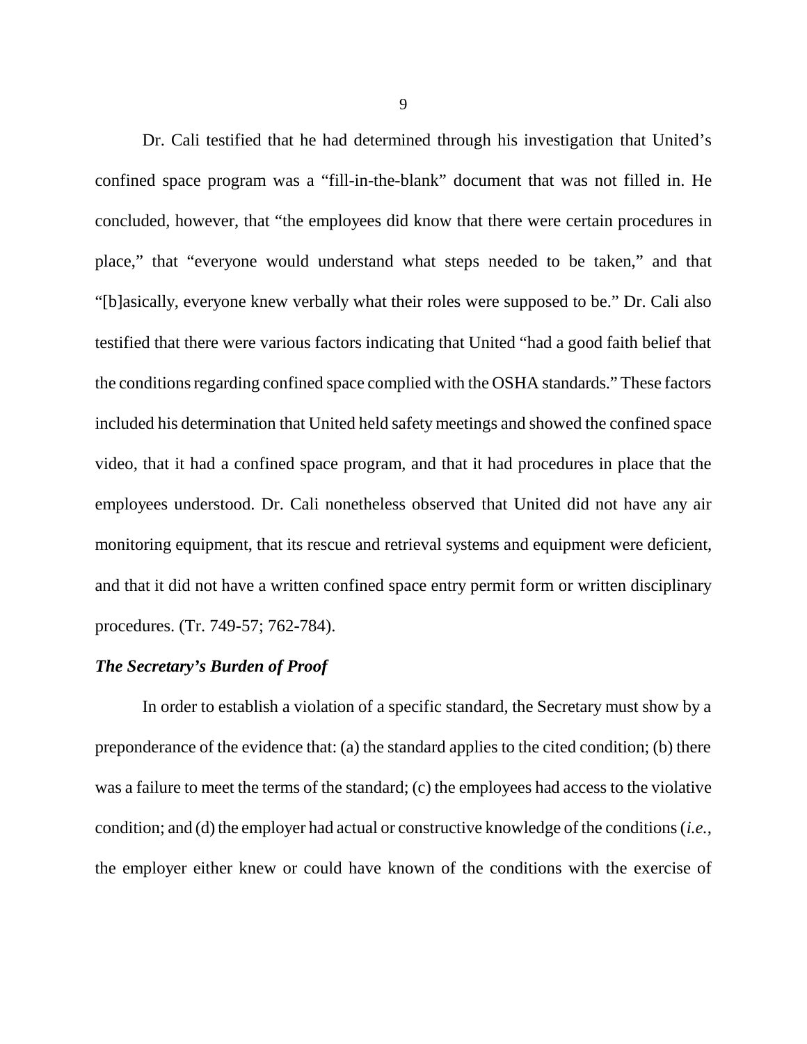Dr. Cali testified that he had determined through his investigation that United's confined space program was a "fill-in-the-blank" document that was not filled in. He concluded, however, that "the employees did know that there were certain procedures in place," that "everyone would understand what steps needed to be taken," and that "[b]asically, everyone knew verbally what their roles were supposed to be." Dr. Cali also testified that there were various factors indicating that United "had a good faith belief that the conditions regarding confined space complied with the OSHA standards." These factors included his determination that United held safety meetings and showed the confined space video, that it had a confined space program, and that it had procedures in place that the employees understood. Dr. Cali nonetheless observed that United did not have any air monitoring equipment, that its rescue and retrieval systems and equipment were deficient, and that it did not have a written confined space entry permit form or written disciplinary procedures. (Tr. 749-57; 762-784).

***The Secretary's Burden of Proof***

In order to establish a violation of a specific standard, the Secretary must show by a preponderance of the evidence that: (a) the standard applies to the cited condition; (b) there was a failure to meet the terms of the standard; (c) the employees had access to the violative condition; and (d) the employer had actual or constructive knowledge of the conditions (*i.e.*, the employer either knew or could have known of the conditions with the exercise of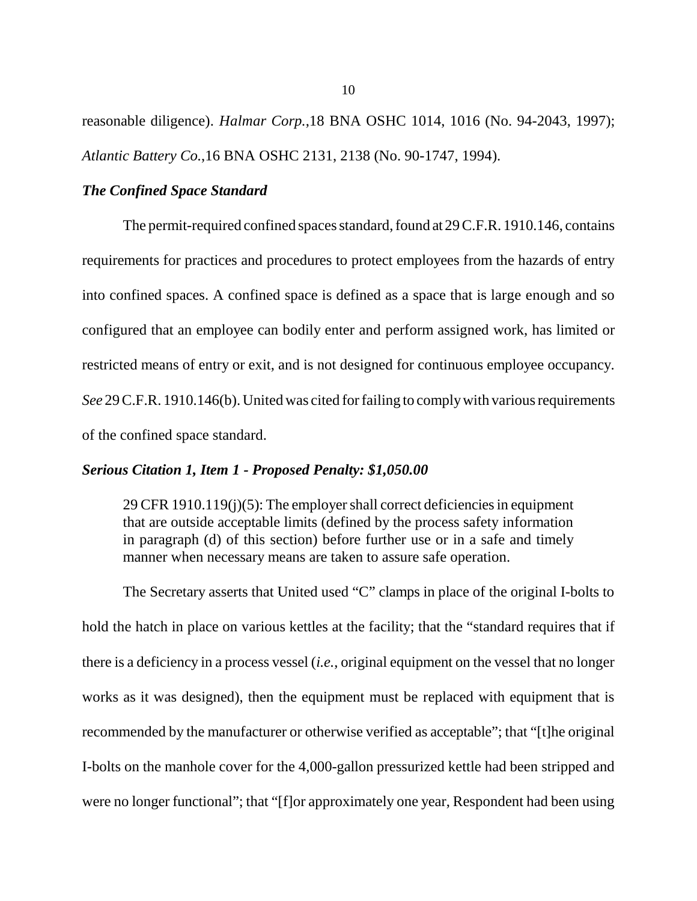reasonable diligence). *Halmar Corp.*,18 BNA OSHC 1014, 1016 (No. 94-2043, 1997); *Atlantic Battery Co.*,16 BNA OSHC 2131, 2138 (No. 90-1747, 1994).

### *The Confined Space Standard*

The permit-required confined spaces standard, found at 29 C.F.R. 1910.146, contains requirements for practices and procedures to protect employees from the hazards of entry into confined spaces. A confined space is defined as a space that is large enough and so configured that an employee can bodily enter and perform assigned work, has limited or restricted means of entry or exit, and is not designed for continuous employee occupancy. *See* 29 C.F.R. 1910.146(b). United was cited for failing to comply with various requirements of the confined space standard.

### *Serious Citation 1, Item 1 - Proposed Penalty: $1,050.00*

> 29 CFR 1910.119(j)(5): The employer shall correct deficiencies in equipment that are outside acceptable limits (defined by the process safety information in paragraph (d) of this section) before further use or in a safe and timely manner when necessary means are taken to assure safe operation.

The Secretary asserts that United used "C" clamps in place of the original I-bolts to hold the hatch in place on various kettles at the facility; that the "standard requires that if there is a deficiency in a process vessel (*i.e.*, original equipment on the vessel that no longer works as it was designed), then the equipment must be replaced with equipment that is recommended by the manufacturer or otherwise verified as acceptable"; that "[t]he original I-bolts on the manhole cover for the 4,000-gallon pressurized kettle had been stripped and were no longer functional"; that "[f]or approximately one year, Respondent had been using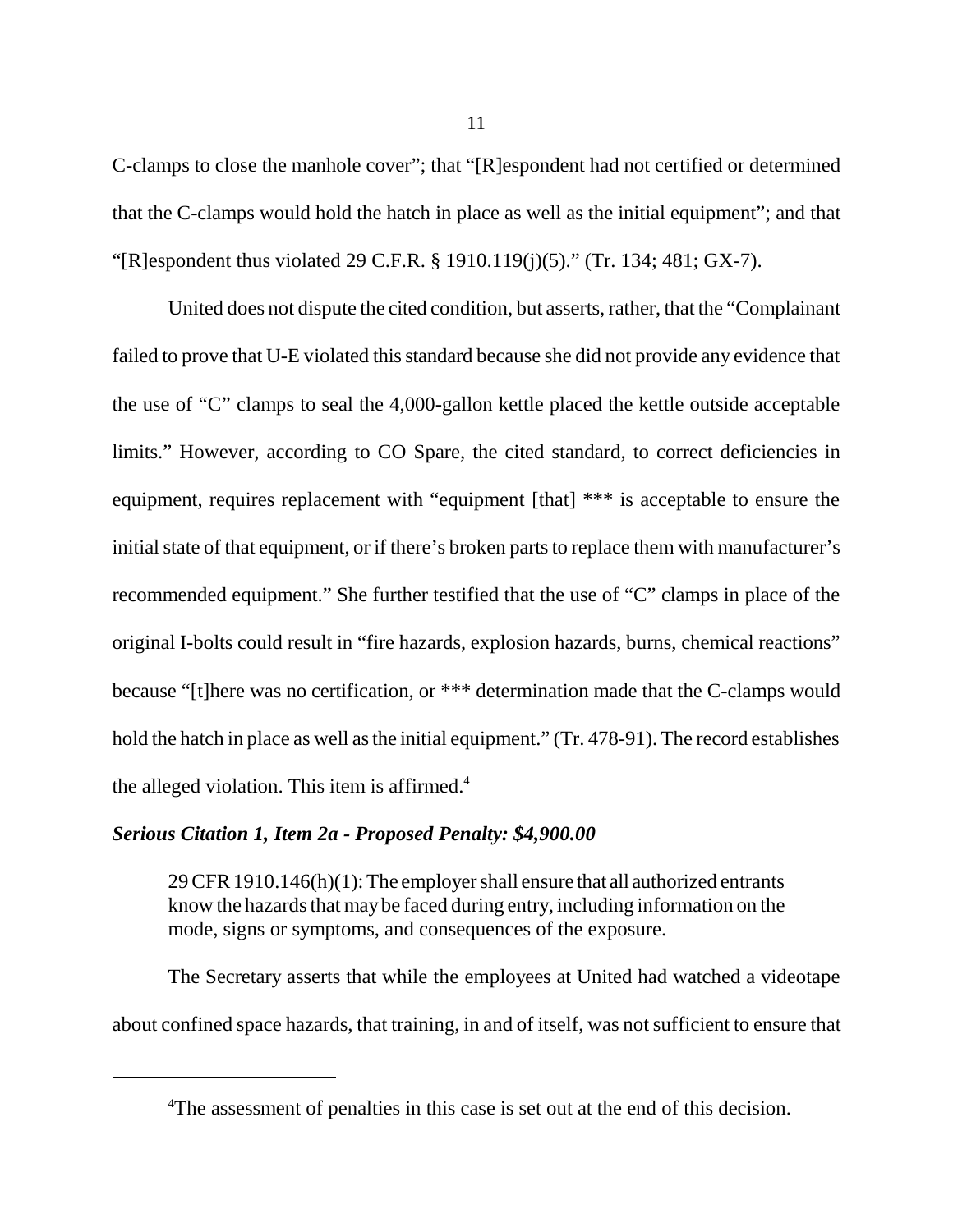C-clamps to close the manhole cover"; that "[R]espondent had not certified or determined that the C-clamps would hold the hatch in place as well as the initial equipment"; and that "[R]espondent thus violated 29 C.F.R. § 1910.119(j)(5)." (Tr. 134; 481; GX-7).

United does not dispute the cited condition, but asserts, rather, that the "Complainant failed to prove that U-E violated this standard because she did not provide any evidence that the use of "C" clamps to seal the 4,000-gallon kettle placed the kettle outside acceptable limits." However, according to CO Spare, the cited standard, to correct deficiencies in equipment, requires replacement with "equipment [that] *** is acceptable to ensure the initial state of that equipment, or if there's broken parts to replace them with manufacturer's recommended equipment." She further testified that the use of "C" clamps in place of the original I-bolts could result in "fire hazards, explosion hazards, burns, chemical reactions" because "[t]here was no certification, or *** determination made that the C-clamps would hold the hatch in place as well as the initial equipment." (Tr. 478-91). The record establishes the alleged violation. This item is affirmed.[4]

### *Serious Citation 1, Item 2a - Proposed Penalty: $4,900.00*

> 29 CFR 1910.146(h)(1): The employer shall ensure that all authorized entrants know the hazards that may be faced during entry, including information on the mode, signs or symptoms, and consequences of the exposure.

The Secretary asserts that while the employees at United had watched a videotape about confined space hazards, that training, in and of itself, was not sufficient to ensure that

---

[4]The assessment of penalties in this case is set out at the end of this decision.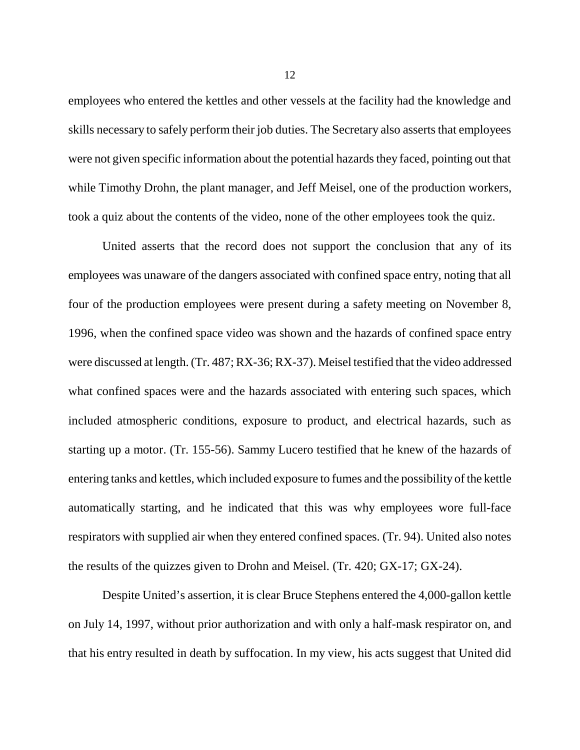employees who entered the kettles and other vessels at the facility had the knowledge and skills necessary to safely perform their job duties. The Secretary also asserts that employees were not given specific information about the potential hazards they faced, pointing out that while Timothy Drohn, the plant manager, and Jeff Meisel, one of the production workers, took a quiz about the contents of the video, none of the other employees took the quiz.

United asserts that the record does not support the conclusion that any of its employees was unaware of the dangers associated with confined space entry, noting that all four of the production employees were present during a safety meeting on November 8, 1996, when the confined space video was shown and the hazards of confined space entry were discussed at length. (Tr. 487; RX-36; RX-37). Meisel testified that the video addressed what confined spaces were and the hazards associated with entering such spaces, which included atmospheric conditions, exposure to product, and electrical hazards, such as starting up a motor. (Tr. 155-56). Sammy Lucero testified that he knew of the hazards of entering tanks and kettles, which included exposure to fumes and the possibility of the kettle automatically starting, and he indicated that this was why employees wore full-face respirators with supplied air when they entered confined spaces. (Tr. 94). United also notes the results of the quizzes given to Drohn and Meisel. (Tr. 420; GX-17; GX-24).

Despite United's assertion, it is clear Bruce Stephens entered the 4,000-gallon kettle on July 14, 1997, without prior authorization and with only a half-mask respirator on, and that his entry resulted in death by suffocation. In my view, his acts suggest that United did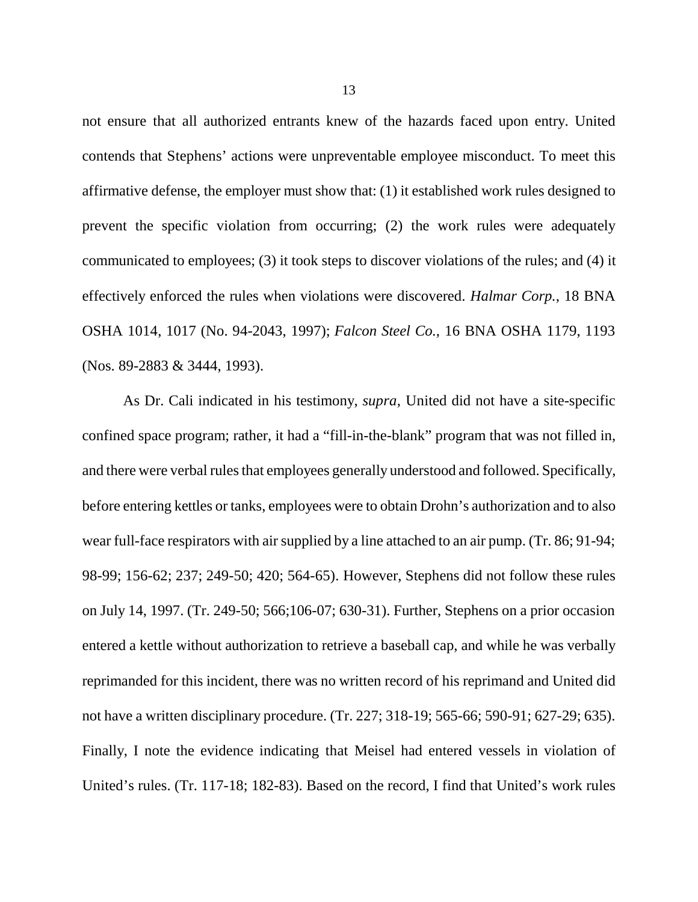not ensure that all authorized entrants knew of the hazards faced upon entry. United contends that Stephens' actions were unpreventable employee misconduct. To meet this affirmative defense, the employer must show that: (1) it established work rules designed to prevent the specific violation from occurring; (2) the work rules were adequately communicated to employees; (3) it took steps to discover violations of the rules; and (4) it effectively enforced the rules when violations were discovered. *Halmar Corp.*, 18 BNA OSHA 1014, 1017 (No. 94-2043, 1997); *Falcon Steel Co.*, 16 BNA OSHA 1179, 1193 (Nos. 89-2883 & 3444, 1993).

As Dr. Cali indicated in his testimony, *supra*, United did not have a site-specific confined space program; rather, it had a "fill-in-the-blank" program that was not filled in, and there were verbal rules that employees generally understood and followed. Specifically, before entering kettles or tanks, employees were to obtain Drohn's authorization and to also wear full-face respirators with air supplied by a line attached to an air pump. (Tr. 86; 91-94; 98-99; 156-62; 237; 249-50; 420; 564-65). However, Stephens did not follow these rules on July 14, 1997. (Tr. 249-50; 566;106-07; 630-31). Further, Stephens on a prior occasion entered a kettle without authorization to retrieve a baseball cap, and while he was verbally reprimanded for this incident, there was no written record of his reprimand and United did not have a written disciplinary procedure. (Tr. 227; 318-19; 565-66; 590-91; 627-29; 635). Finally, I note the evidence indicating that Meisel had entered vessels in violation of United's rules. (Tr. 117-18; 182-83). Based on the record, I find that United's work rules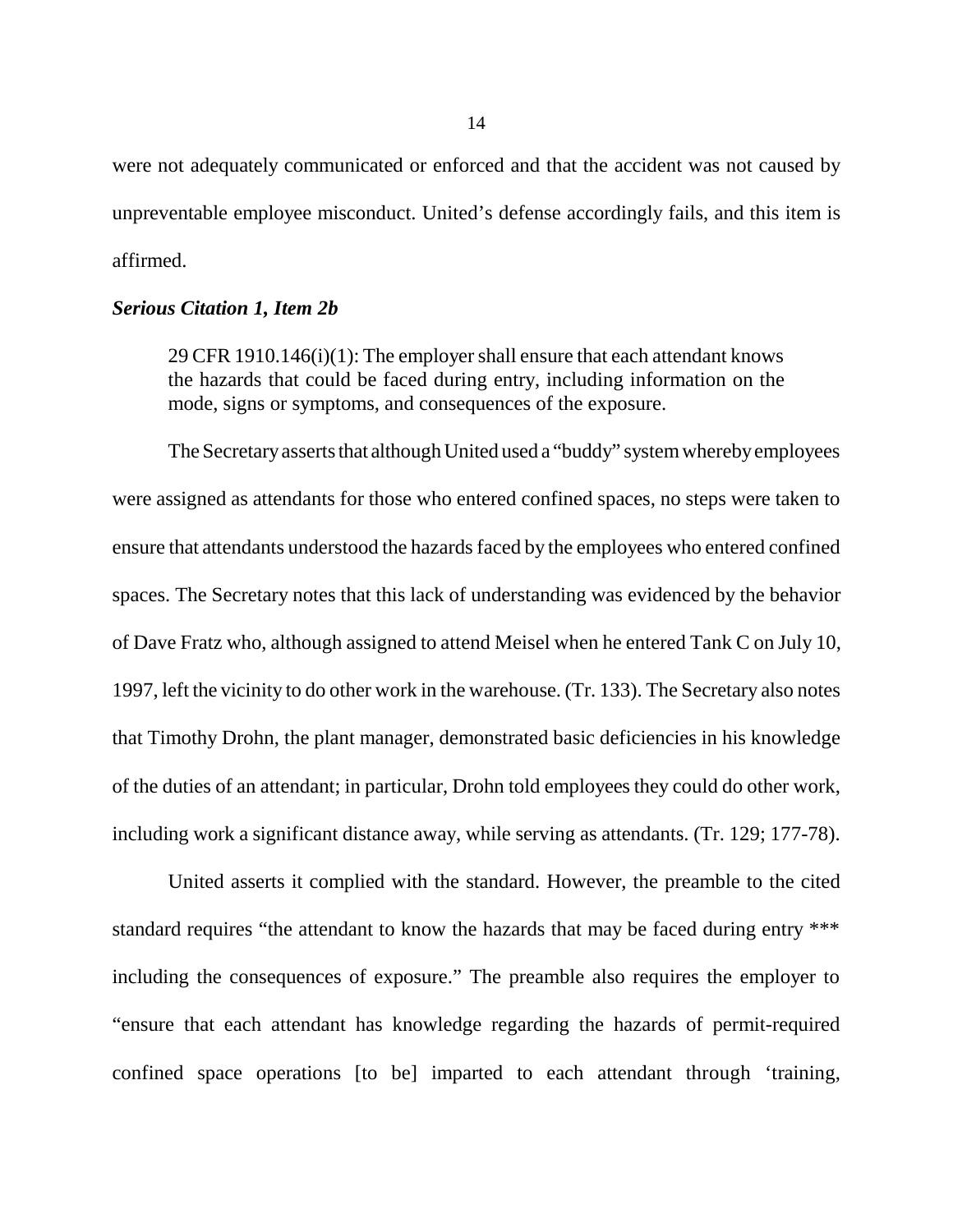were not adequately communicated or enforced and that the accident was not caused by unpreventable employee misconduct. United's defense accordingly fails, and this item is affirmed.

***Serious Citation 1, Item 2b***

> 29 CFR 1910.146(i)(1): The employer shall ensure that each attendant knows the hazards that could be faced during entry, including information on the mode, signs or symptoms, and consequences of the exposure.

The Secretary asserts that although United used a "buddy" system whereby employees were assigned as attendants for those who entered confined spaces, no steps were taken to ensure that attendants understood the hazards faced by the employees who entered confined spaces. The Secretary notes that this lack of understanding was evidenced by the behavior of Dave Fratz who, although assigned to attend Meisel when he entered Tank C on July 10, 1997, left the vicinity to do other work in the warehouse. (Tr. 133). The Secretary also notes that Timothy Drohn, the plant manager, demonstrated basic deficiencies in his knowledge of the duties of an attendant; in particular, Drohn told employees they could do other work, including work a significant distance away, while serving as attendants. (Tr. 129; 177-78).

United asserts it complied with the standard. However, the preamble to the cited standard requires "the attendant to know the hazards that may be faced during entry *** including the consequences of exposure." The preamble also requires the employer to "ensure that each attendant has knowledge regarding the hazards of permit-required confined space operations [to be] imparted to each attendant through 'training,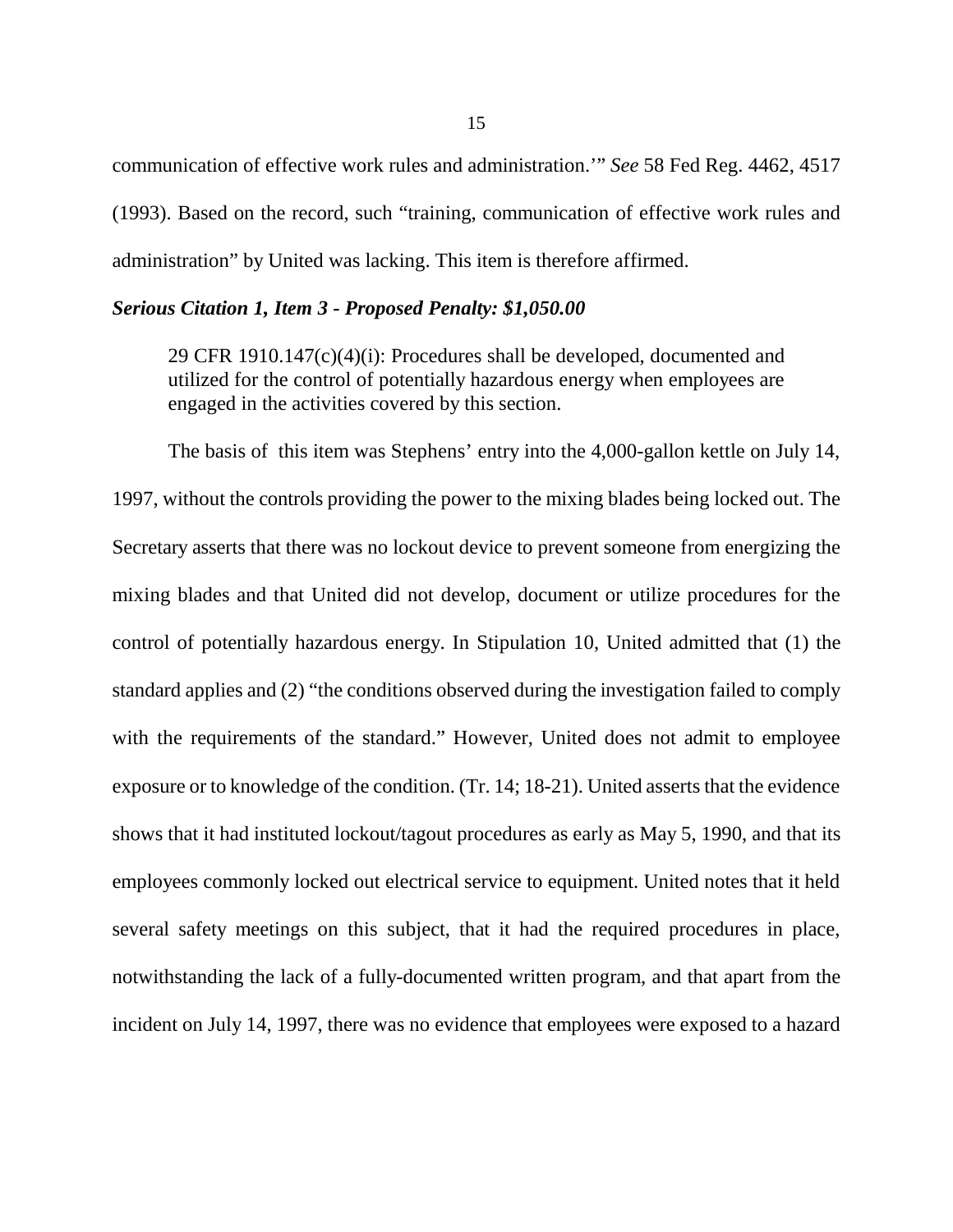communication of effective work rules and administration.'" *See* 58 Fed Reg. 4462, 4517 (1993). Based on the record, such "training, communication of effective work rules and administration" by United was lacking. This item is therefore affirmed.

***Serious Citation 1, Item 3 - Proposed Penalty: $1,050.00***

> 29 CFR 1910.147(c)(4)(i): Procedures shall be developed, documented and utilized for the control of potentially hazardous energy when employees are engaged in the activities covered by this section.

The basis of this item was Stephens' entry into the 4,000-gallon kettle on July 14, 1997, without the controls providing the power to the mixing blades being locked out. The Secretary asserts that there was no lockout device to prevent someone from energizing the mixing blades and that United did not develop, document or utilize procedures for the control of potentially hazardous energy. In Stipulation 10, United admitted that (1) the standard applies and (2) "the conditions observed during the investigation failed to comply with the requirements of the standard." However, United does not admit to employee exposure or to knowledge of the condition. (Tr. 14; 18-21). United asserts that the evidence shows that it had instituted lockout/tagout procedures as early as May 5, 1990, and that its employees commonly locked out electrical service to equipment. United notes that it held several safety meetings on this subject, that it had the required procedures in place, notwithstanding the lack of a fully-documented written program, and that apart from the incident on July 14, 1997, there was no evidence that employees were exposed to a hazard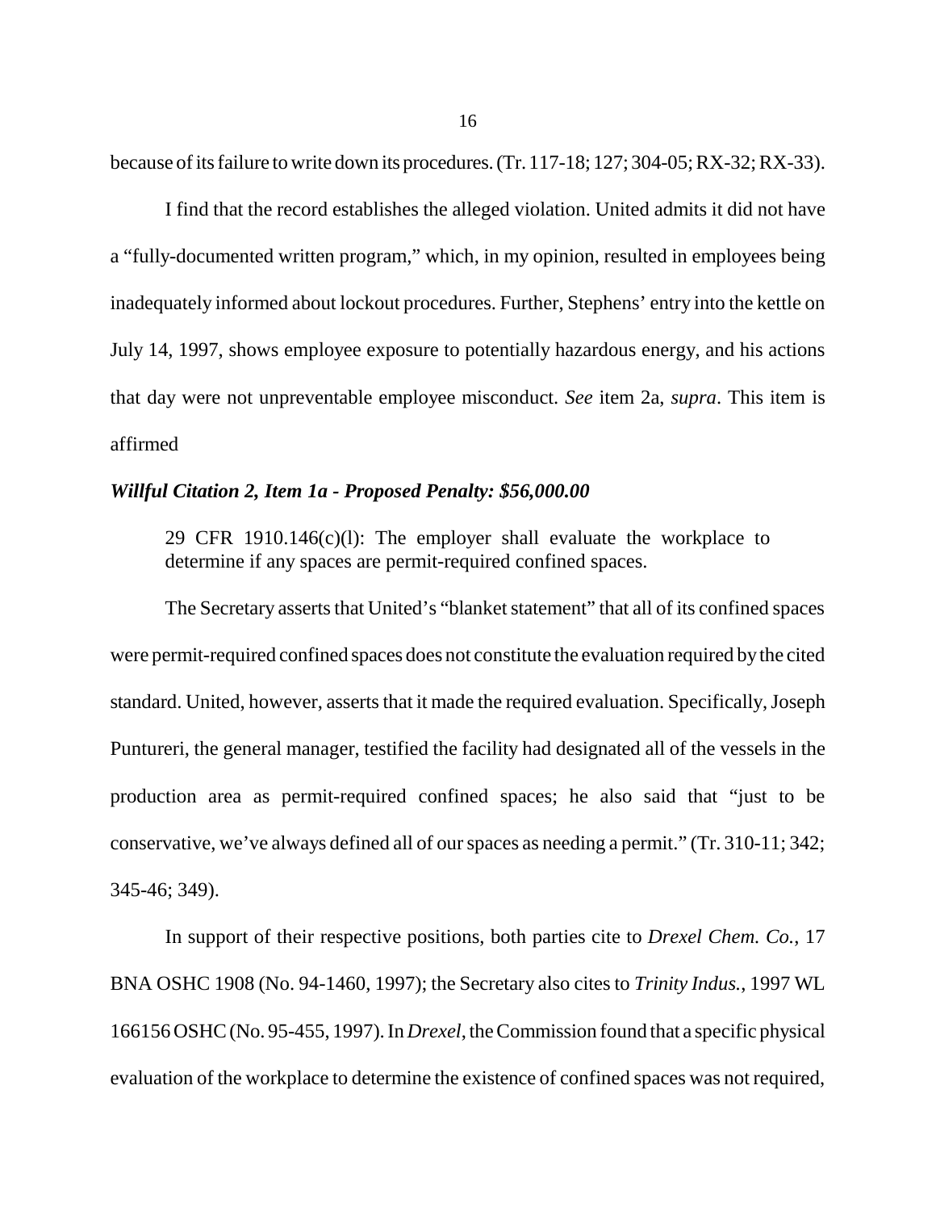because of its failure to write down its procedures. (Tr. 117-18; 127; 304-05; RX-32; RX-33).

I find that the record establishes the alleged violation. United admits it did not have a "fully-documented written program," which, in my opinion, resulted in employees being inadequately informed about lockout procedures. Further, Stephens' entry into the kettle on July 14, 1997, shows employee exposure to potentially hazardous energy, and his actions that day were not unpreventable employee misconduct. *See* item 2a, *supra*. This item is affirmed

***Willful Citation 2, Item 1a - Proposed Penalty: $56,000.00***

> 29 CFR 1910.146(c)(l): The employer shall evaluate the workplace to determine if any spaces are permit-required confined spaces.

The Secretary asserts that United's "blanket statement" that all of its confined spaces were permit-required confined spaces does not constitute the evaluation required by the cited standard. United, however, asserts that it made the required evaluation. Specifically, Joseph Puntureri, the general manager, testified the facility had designated all of the vessels in the production area as permit-required confined spaces; he also said that "just to be conservative, we've always defined all of our spaces as needing a permit." (Tr. 310-11; 342; 345-46; 349).

In support of their respective positions, both parties cite to *Drexel Chem. Co.*, 17 BNA OSHC 1908 (No. 94-1460, 1997); the Secretary also cites to *Trinity Indus.*, 1997 WL 166156 OSHC (No. 95-455, 1997). In *Drexel*, the Commission found that a specific physical evaluation of the workplace to determine the existence of confined spaces was not required,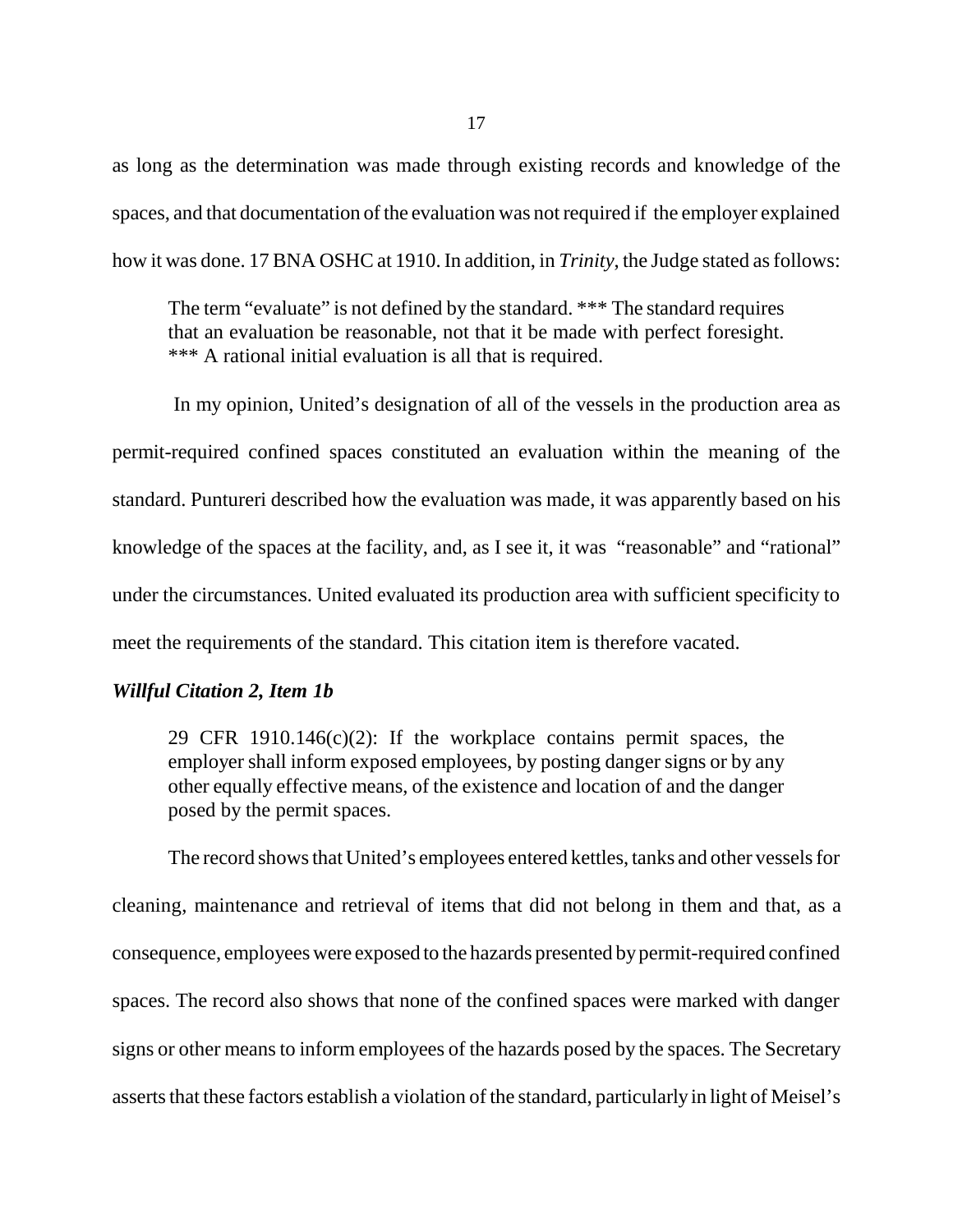as long as the determination was made through existing records and knowledge of the spaces, and that documentation of the evaluation was not required if the employer explained how it was done. 17 BNA OSHC at 1910. In addition, in *Trinity*, the Judge stated as follows:

> The term "evaluate" is not defined by the standard. *** The standard requires that an evaluation be reasonable, not that it be made with perfect foresight. *** A rational initial evaluation is all that is required.

In my opinion, United's designation of all of the vessels in the production area as permit-required confined spaces constituted an evaluation within the meaning of the standard. Puntureri described how the evaluation was made, it was apparently based on his knowledge of the spaces at the facility, and, as I see it, it was "reasonable" and "rational" under the circumstances. United evaluated its production area with sufficient specificity to meet the requirements of the standard. This citation item is therefore vacated.

***Willful Citation 2, Item 1b***

> 29 CFR 1910.146(c)(2): If the workplace contains permit spaces, the employer shall inform exposed employees, by posting danger signs or by any other equally effective means, of the existence and location of and the danger posed by the permit spaces.

The record shows that United's employees entered kettles, tanks and other vessels for cleaning, maintenance and retrieval of items that did not belong in them and that, as a consequence, employees were exposed to the hazards presented by permit-required confined spaces. The record also shows that none of the confined spaces were marked with danger signs or other means to inform employees of the hazards posed by the spaces. The Secretary asserts that these factors establish a violation of the standard, particularly in light of Meisel's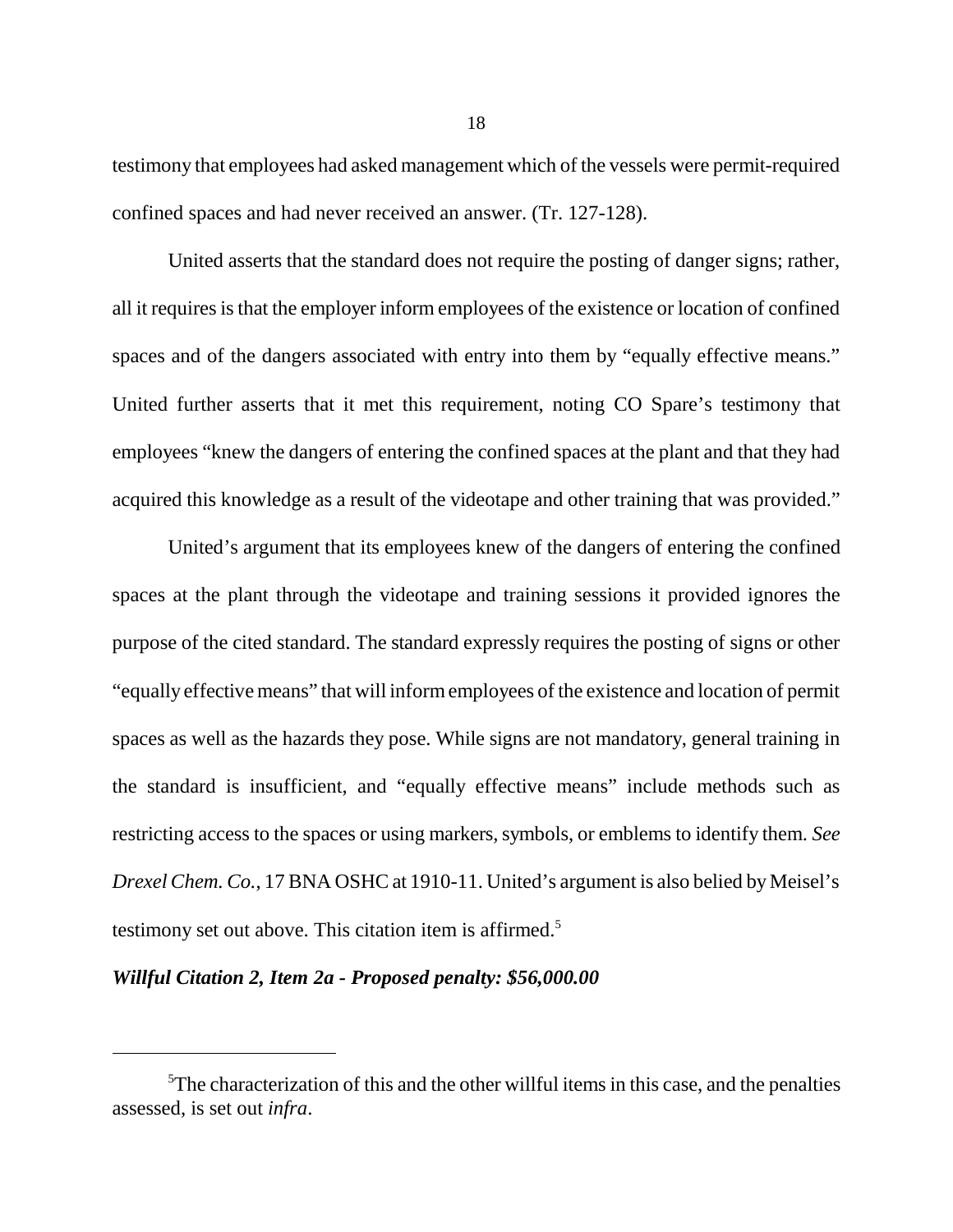testimony that employees had asked management which of the vessels were permit-required confined spaces and had never received an answer. (Tr. 127-128).

United asserts that the standard does not require the posting of danger signs; rather, all it requires is that the employer inform employees of the existence or location of confined spaces and of the dangers associated with entry into them by "equally effective means." United further asserts that it met this requirement, noting CO Spare's testimony that employees "knew the dangers of entering the confined spaces at the plant and that they had acquired this knowledge as a result of the videotape and other training that was provided."

United's argument that its employees knew of the dangers of entering the confined spaces at the plant through the videotape and training sessions it provided ignores the purpose of the cited standard. The standard expressly requires the posting of signs or other "equally effective means" that will inform employees of the existence and location of permit spaces as well as the hazards they pose. While signs are not mandatory, general training in the standard is insufficient, and "equally effective means" include methods such as restricting access to the spaces or using markers, symbols, or emblems to identify them. *See Drexel Chem. Co.*, 17 BNA OSHC at 1910-11. United's argument is also belied by Meisel's testimony set out above. This citation item is affirmed.[5]

***Willful Citation 2, Item 2a - Proposed penalty: $56,000.00***

---

[5] The characterization of this and the other willful items in this case, and the penalties assessed, is set out *infra*.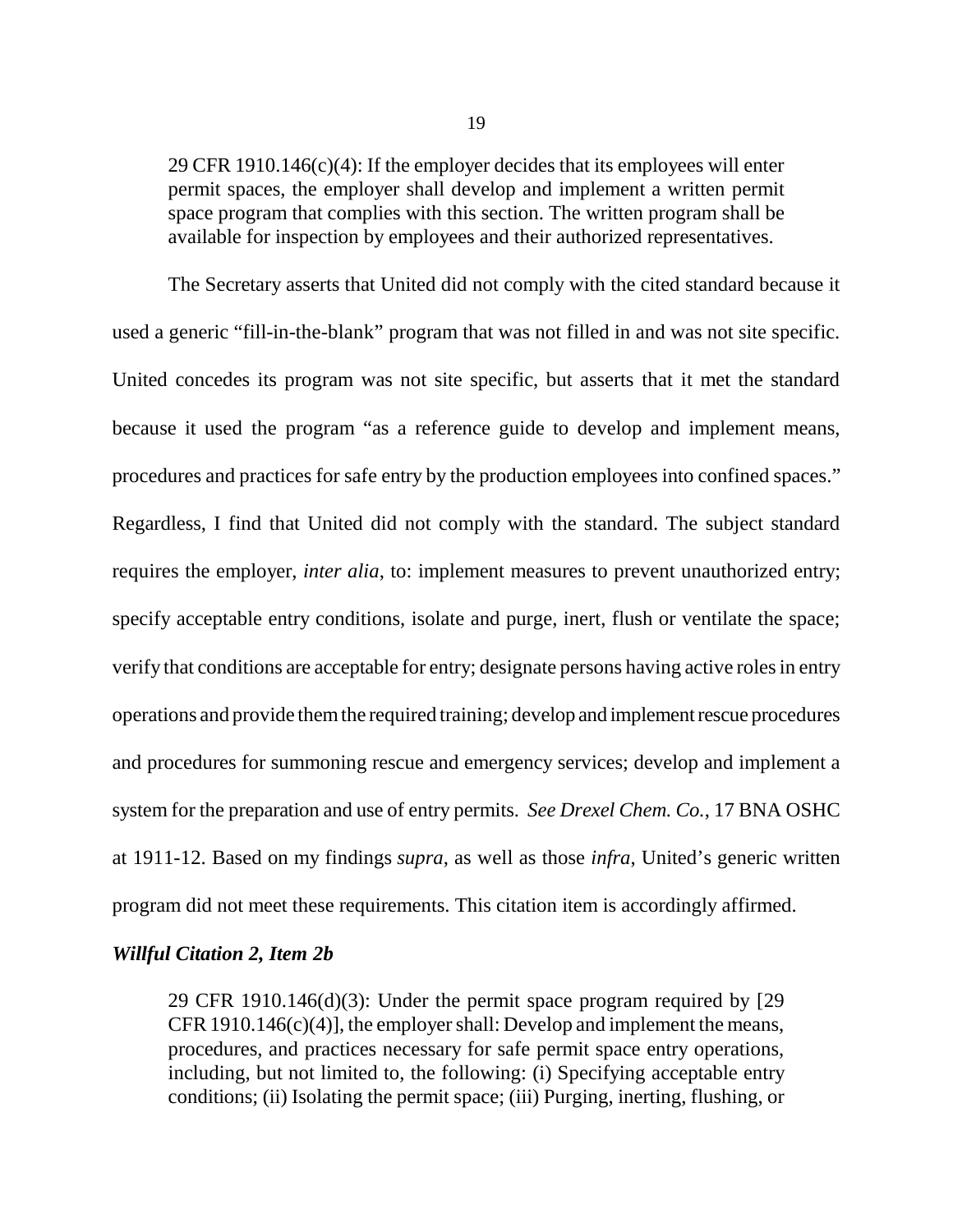> 29 CFR 1910.146(c)(4): If the employer decides that its employees will enter permit spaces, the employer shall develop and implement a written permit space program that complies with this section. The written program shall be available for inspection by employees and their authorized representatives.

The Secretary asserts that United did not comply with the cited standard because it used a generic "fill-in-the-blank" program that was not filled in and was not site specific. United concedes its program was not site specific, but asserts that it met the standard because it used the program "as a reference guide to develop and implement means, procedures and practices for safe entry by the production employees into confined spaces." Regardless, I find that United did not comply with the standard. The subject standard requires the employer, *inter alia*, to: implement measures to prevent unauthorized entry; specify acceptable entry conditions, isolate and purge, inert, flush or ventilate the space; verify that conditions are acceptable for entry; designate persons having active roles in entry operations and provide them the required training; develop and implement rescue procedures and procedures for summoning rescue and emergency services; develop and implement a system for the preparation and use of entry permits. *See Drexel Chem. Co.*, 17 BNA OSHC at 1911-12. Based on my findings *supra*, as well as those *infra*, United's generic written program did not meet these requirements. This citation item is accordingly affirmed.

***Willful Citation 2, Item 2b***

> 29 CFR 1910.146(d)(3): Under the permit space program required by [29 CFR 1910.146(c)(4)], the employer shall: Develop and implement the means, procedures, and practices necessary for safe permit space entry operations, including, but not limited to, the following: (i) Specifying acceptable entry conditions; (ii) Isolating the permit space; (iii) Purging, inerting, flushing, or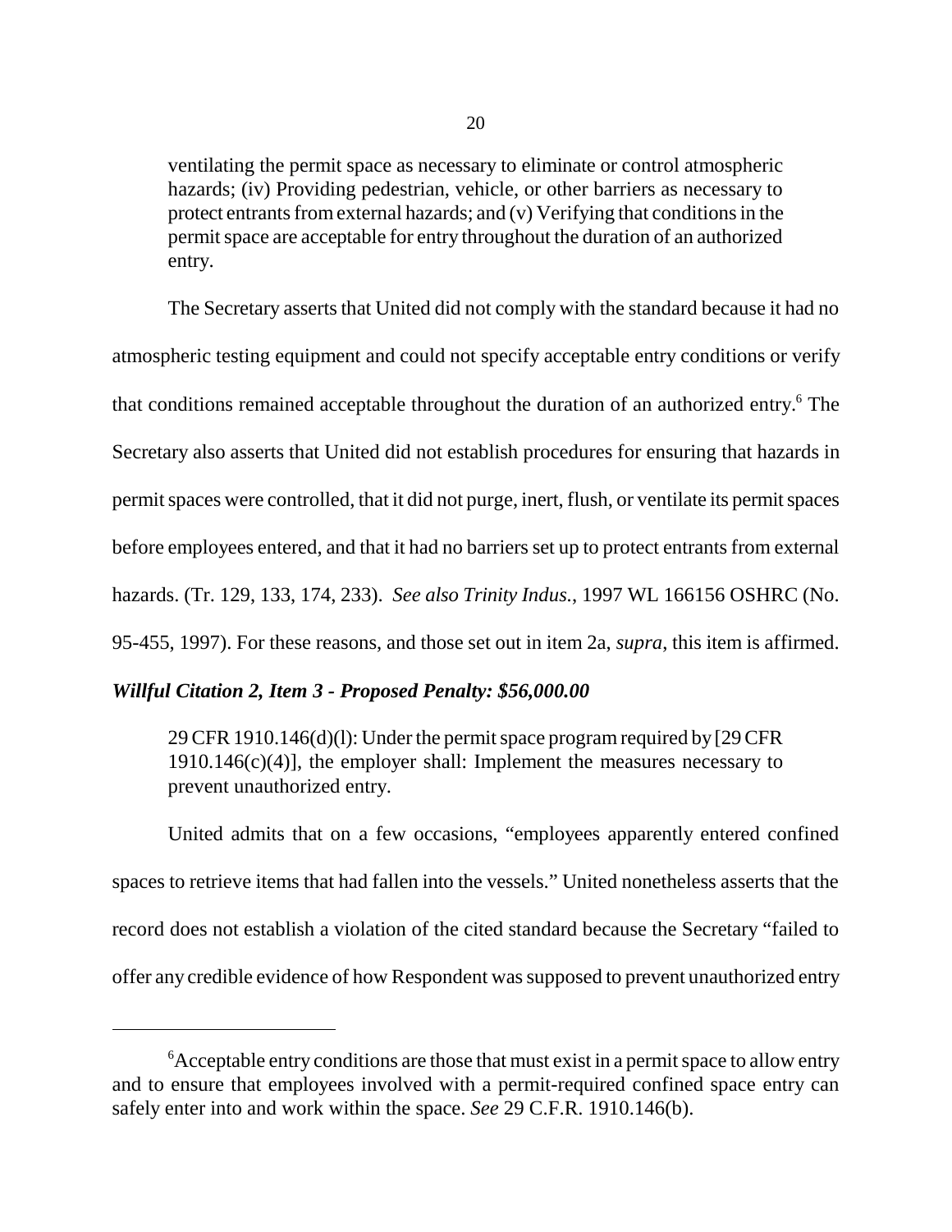> ventilating the permit space as necessary to eliminate or control atmospheric hazards; (iv) Providing pedestrian, vehicle, or other barriers as necessary to protect entrants from external hazards; and (v) Verifying that conditions in the permit space are acceptable for entry throughout the duration of an authorized entry.

The Secretary asserts that United did not comply with the standard because it had no atmospheric testing equipment and could not specify acceptable entry conditions or verify that conditions remained acceptable throughout the duration of an authorized entry.[6] The Secretary also asserts that United did not establish procedures for ensuring that hazards in permit spaces were controlled, that it did not purge, inert, flush, or ventilate its permit spaces before employees entered, and that it had no barriers set up to protect entrants from external hazards. (Tr. 129, 133, 174, 233). *See also Trinity Indus.*, 1997 WL 166156 OSHRC (No. 95-455, 1997). For these reasons, and those set out in item 2a, *supra*, this item is affirmed.

***Willful Citation 2, Item 3 - Proposed Penalty: $56,000.00***

> 29 CFR 1910.146(d)(l): Under the permit space program required by [29 CFR 1910.146(c)(4)], the employer shall: Implement the measures necessary to prevent unauthorized entry.

United admits that on a few occasions, "employees apparently entered confined spaces to retrieve items that had fallen into the vessels." United nonetheless asserts that the record does not establish a violation of the cited standard because the Secretary "failed to offer any credible evidence of how Respondent was supposed to prevent unauthorized entry

---

[6] Acceptable entry conditions are those that must exist in a permit space to allow entry and to ensure that employees involved with a permit-required confined space entry can safely enter into and work within the space. *See* 29 C.F.R. 1910.146(b).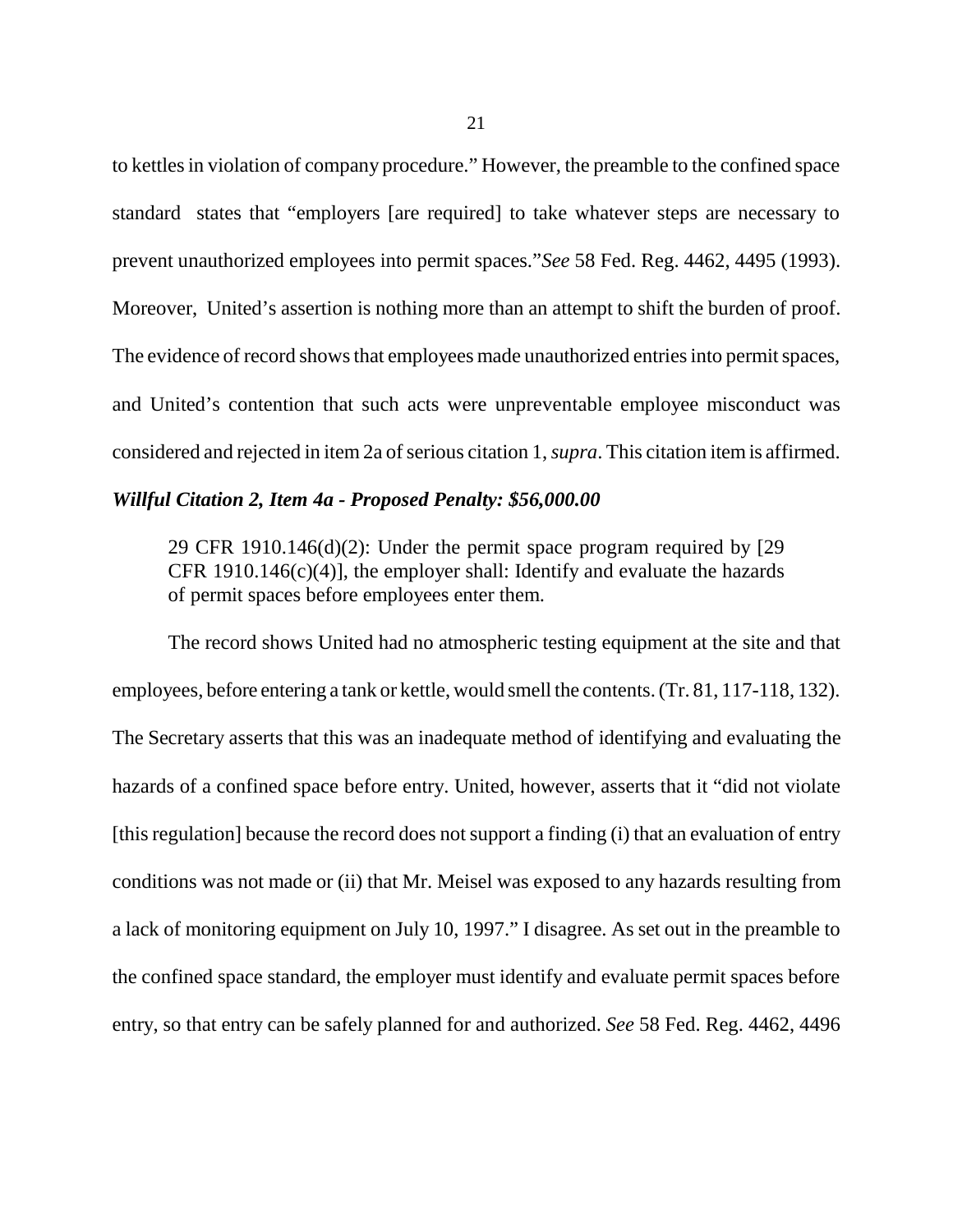to kettles in violation of company procedure." However, the preamble to the confined space standard states that "employers [are required] to take whatever steps are necessary to prevent unauthorized employees into permit spaces."*See* 58 Fed. Reg. 4462, 4495 (1993). Moreover, United's assertion is nothing more than an attempt to shift the burden of proof. The evidence of record shows that employees made unauthorized entries into permit spaces, and United's contention that such acts were unpreventable employee misconduct was considered and rejected in item 2a of serious citation 1, *supra*. This citation item is affirmed.

***Willful Citation 2, Item 4a - Proposed Penalty: $56,000.00***

> 29 CFR 1910.146(d)(2): Under the permit space program required by [29 CFR 1910.146(c)(4)], the employer shall: Identify and evaluate the hazards of permit spaces before employees enter them.

The record shows United had no atmospheric testing equipment at the site and that employees, before entering a tank or kettle, would smell the contents. (Tr. 81, 117-118, 132). The Secretary asserts that this was an inadequate method of identifying and evaluating the hazards of a confined space before entry. United, however, asserts that it "did not violate [this regulation] because the record does not support a finding (i) that an evaluation of entry conditions was not made or (ii) that Mr. Meisel was exposed to any hazards resulting from a lack of monitoring equipment on July 10, 1997." I disagree. As set out in the preamble to the confined space standard, the employer must identify and evaluate permit spaces before entry, so that entry can be safely planned for and authorized. *See* 58 Fed. Reg. 4462, 4496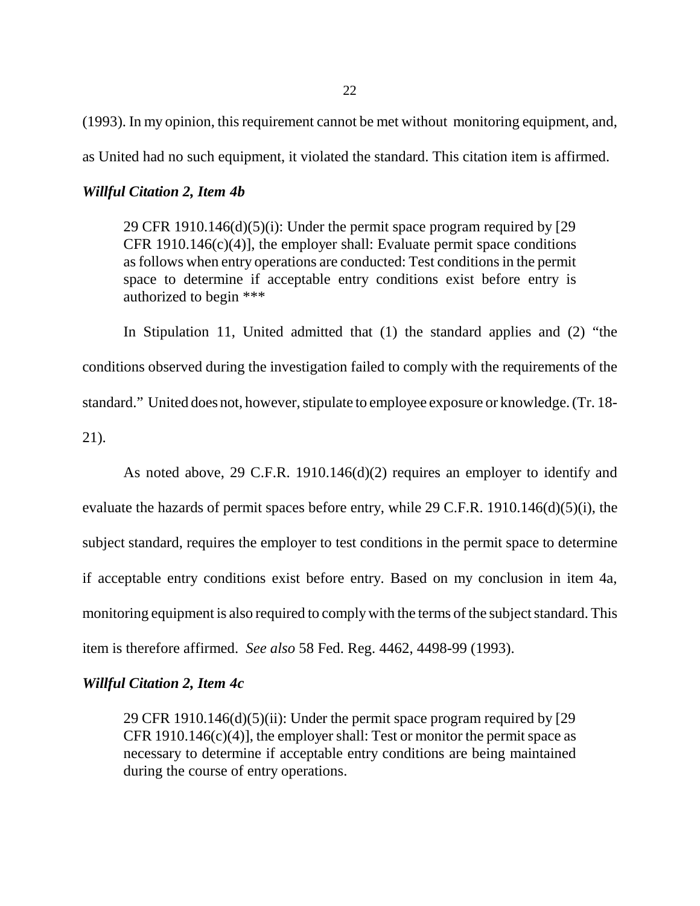(1993). In my opinion, this requirement cannot be met without monitoring equipment, and, as United had no such equipment, it violated the standard. This citation item is affirmed.

### *Willful Citation 2, Item 4b*

> 29 CFR 1910.146(d)(5)(i): Under the permit space program required by [29 CFR 1910.146(c)(4)], the employer shall: Evaluate permit space conditions as follows when entry operations are conducted: Test conditions in the permit space to determine if acceptable entry conditions exist before entry is authorized to begin ***

In Stipulation 11, United admitted that (1) the standard applies and (2) "the conditions observed during the investigation failed to comply with the requirements of the standard." United does not, however, stipulate to employee exposure or knowledge. (Tr. 18-21).

As noted above, 29 C.F.R. 1910.146(d)(2) requires an employer to identify and evaluate the hazards of permit spaces before entry, while 29 C.F.R. 1910.146(d)(5)(i), the subject standard, requires the employer to test conditions in the permit space to determine if acceptable entry conditions exist before entry. Based on my conclusion in item 4a, monitoring equipment is also required to comply with the terms of the subject standard. This item is therefore affirmed. *See also* 58 Fed. Reg. 4462, 4498-99 (1993).

### *Willful Citation 2, Item 4c*

> 29 CFR 1910.146(d)(5)(ii): Under the permit space program required by [29 CFR 1910.146(c)(4)], the employer shall: Test or monitor the permit space as necessary to determine if acceptable entry conditions are being maintained during the course of entry operations.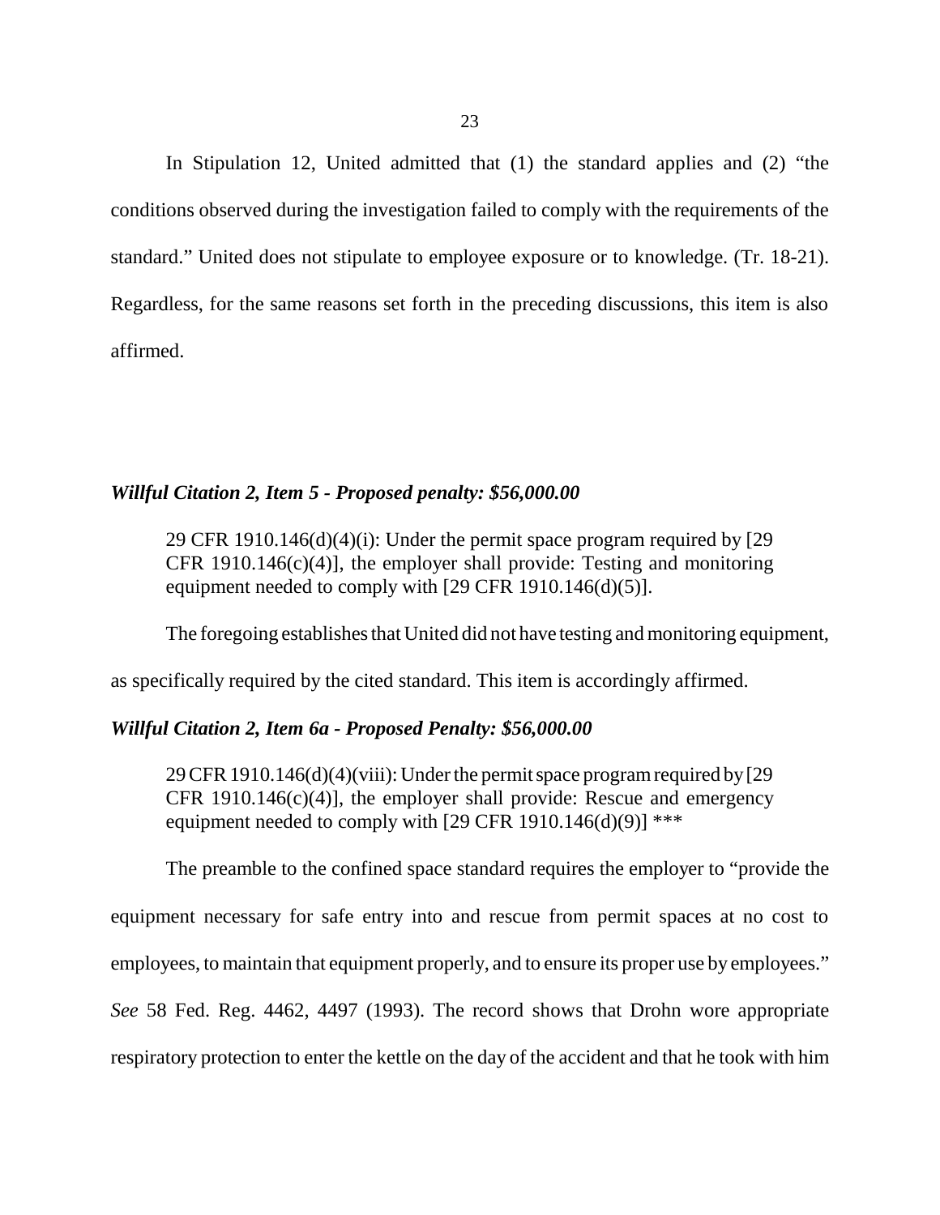In Stipulation 12, United admitted that (1) the standard applies and (2) "the conditions observed during the investigation failed to comply with the requirements of the standard." United does not stipulate to employee exposure or to knowledge. (Tr. 18-21). Regardless, for the same reasons set forth in the preceding discussions, this item is also affirmed.

***Willful Citation 2, Item 5 - Proposed penalty: $56,000.00***

> 29 CFR 1910.146(d)(4)(i): Under the permit space program required by [29 CFR 1910.146(c)(4)], the employer shall provide: Testing and monitoring equipment needed to comply with [29 CFR 1910.146(d)(5)].

The foregoing establishes that United did not have testing and monitoring equipment, as specifically required by the cited standard. This item is accordingly affirmed.

***Willful Citation 2, Item 6a - Proposed Penalty: $56,000.00***

> 29 CFR 1910.146(d)(4)(viii): Under the permit space program required by [29 CFR 1910.146(c)(4)], the employer shall provide: Rescue and emergency equipment needed to comply with [29 CFR 1910.146(d)(9)] ***

The preamble to the confined space standard requires the employer to "provide the equipment necessary for safe entry into and rescue from permit spaces at no cost to employees, to maintain that equipment properly, and to ensure its proper use by employees." *See* 58 Fed. Reg. 4462, 4497 (1993). The record shows that Drohn wore appropriate respiratory protection to enter the kettle on the day of the accident and that he took with him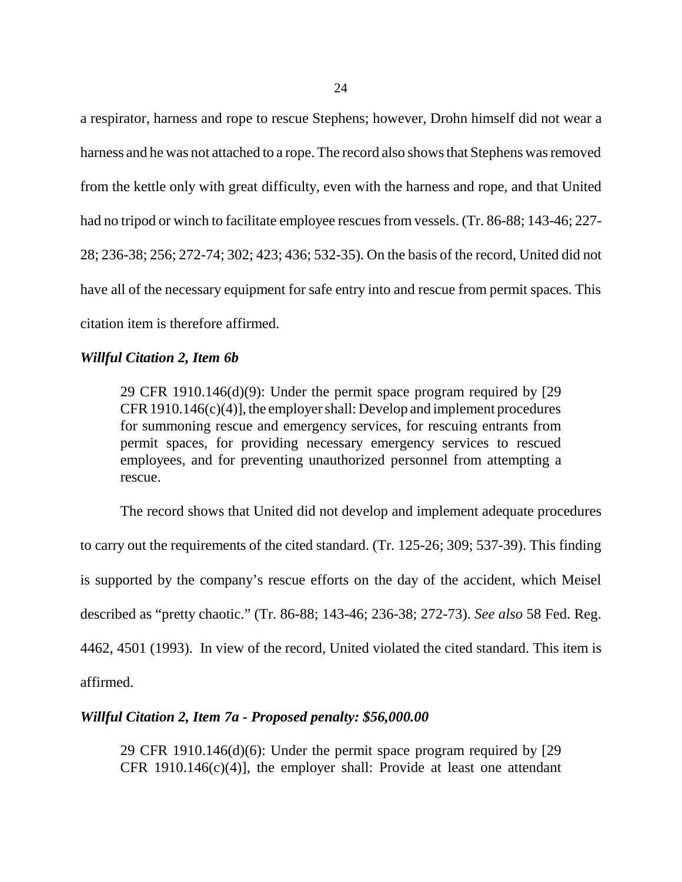a respirator, harness and rope to rescue Stephens; however, Drohn himself did not wear a harness and he was not attached to a rope. The record also shows that Stephens was removed from the kettle only with great difficulty, even with the harness and rope, and that United had no tripod or winch to facilitate employee rescues from vessels. (Tr. 86-88; 143-46; 227-28; 236-38; 256; 272-74; 302; 423; 436; 532-35). On the basis of the record, United did not have all of the necessary equipment for safe entry into and rescue from permit spaces. This citation item is therefore affirmed.

***Willful Citation 2, Item 6b***

> 29 CFR 1910.146(d)(9): Under the permit space program required by [29 CFR 1910.146(c)(4)], the employer shall: Develop and implement procedures for summoning rescue and emergency services, for rescuing entrants from permit spaces, for providing necessary emergency services to rescued employees, and for preventing unauthorized personnel from attempting a rescue.

The record shows that United did not develop and implement adequate procedures to carry out the requirements of the cited standard. (Tr. 125-26; 309; 537-39). This finding is supported by the company's rescue efforts on the day of the accident, which Meisel described as "pretty chaotic." (Tr. 86-88; 143-46; 236-38; 272-73). *See also* 58 Fed. Reg. 4462, 4501 (1993). In view of the record, United violated the cited standard. This item is affirmed.

***Willful Citation 2, Item 7a - Proposed penalty: $56,000.00***

> 29 CFR 1910.146(d)(6): Under the permit space program required by [29 CFR 1910.146(c)(4)], the employer shall: Provide at least one attendant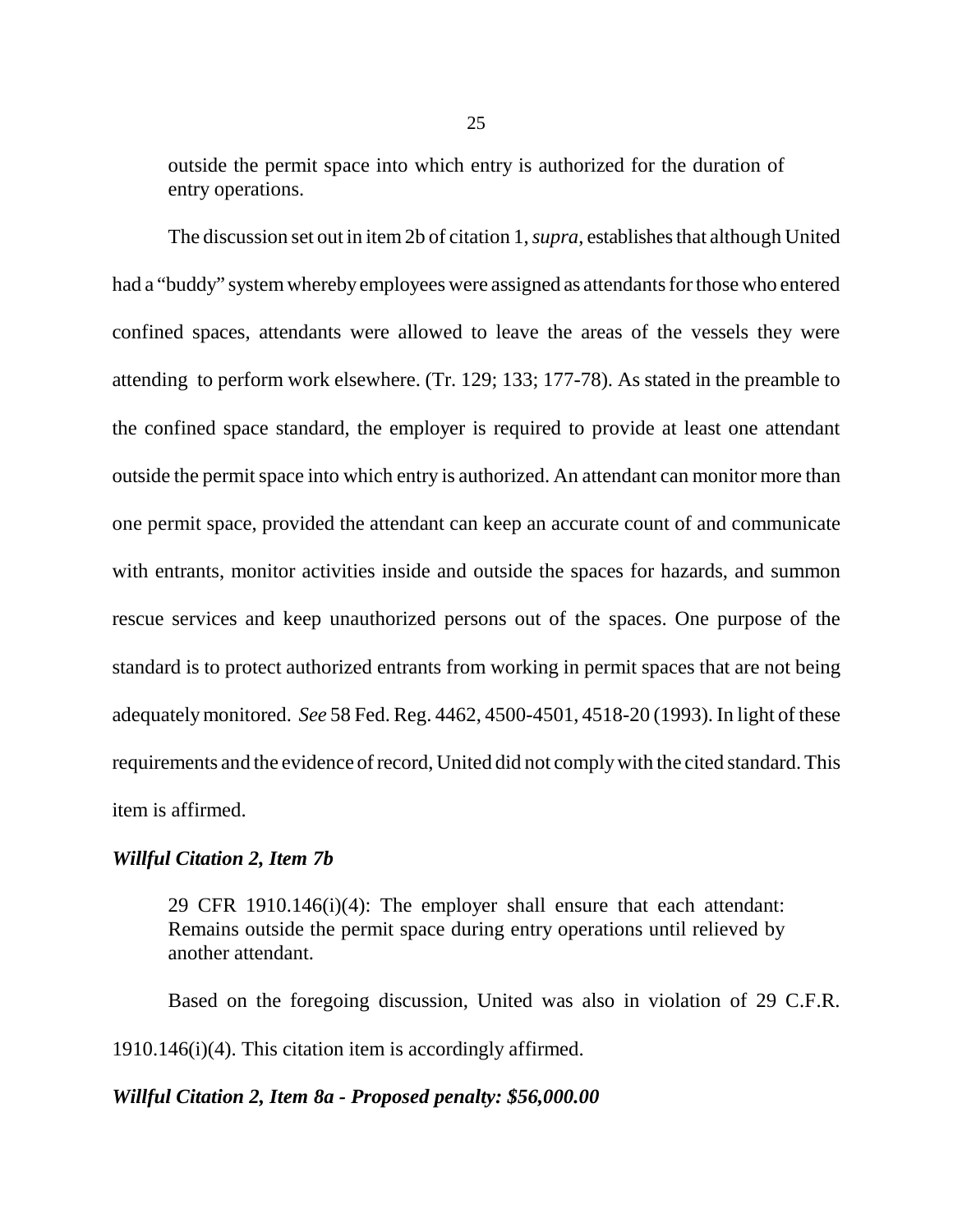> outside the permit space into which entry is authorized for the duration of entry operations.

The discussion set out in item 2b of citation 1, *supra*, establishes that although United had a "buddy" system whereby employees were assigned as attendants for those who entered confined spaces, attendants were allowed to leave the areas of the vessels they were attending to perform work elsewhere. (Tr. 129; 133; 177-78). As stated in the preamble to the confined space standard, the employer is required to provide at least one attendant outside the permit space into which entry is authorized. An attendant can monitor more than one permit space, provided the attendant can keep an accurate count of and communicate with entrants, monitor activities inside and outside the spaces for hazards, and summon rescue services and keep unauthorized persons out of the spaces. One purpose of the standard is to protect authorized entrants from working in permit spaces that are not being adequately monitored. *See* 58 Fed. Reg. 4462, 4500-4501, 4518-20 (1993). In light of these requirements and the evidence of record, United did not comply with the cited standard. This item is affirmed.

***Willful Citation 2, Item 7b***

> 29 CFR 1910.146(i)(4): The employer shall ensure that each attendant: Remains outside the permit space during entry operations until relieved by another attendant.

Based on the foregoing discussion, United was also in violation of 29 C.F.R. 1910.146(i)(4). This citation item is accordingly affirmed.

***Willful Citation 2, Item 8a - Proposed penalty: $56,000.00***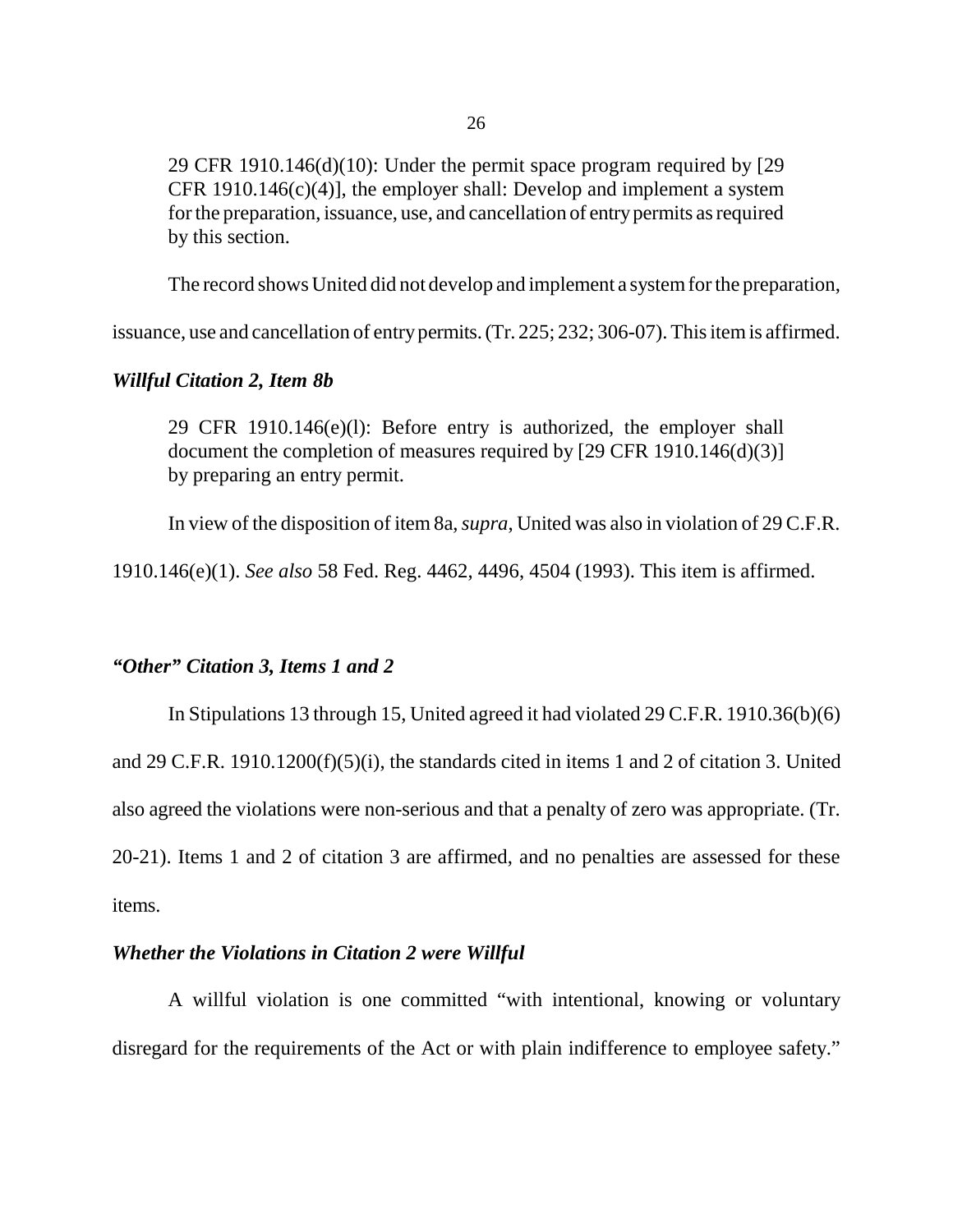> 29 CFR 1910.146(d)(10): Under the permit space program required by [29 CFR 1910.146(c)(4)], the employer shall: Develop and implement a system for the preparation, issuance, use, and cancellation of entry permits as required by this section.

The record shows United did not develop and implement a system for the preparation, issuance, use and cancellation of entry permits. (Tr. 225; 232; 306-07). This item is affirmed.

### *Willful Citation 2, Item 8b*

> 29 CFR 1910.146(e)(l): Before entry is authorized, the employer shall document the completion of measures required by [29 CFR 1910.146(d)(3)] by preparing an entry permit.

In view of the disposition of item 8a, *supra*, United was also in violation of 29 C.F.R. 1910.146(e)(1). *See also* 58 Fed. Reg. 4462, 4496, 4504 (1993). This item is affirmed.

### *"Other" Citation 3, Items 1 and 2*

In Stipulations 13 through 15, United agreed it had violated 29 C.F.R. 1910.36(b)(6) and 29 C.F.R. 1910.1200(f)(5)(i), the standards cited in items 1 and 2 of citation 3. United also agreed the violations were non-serious and that a penalty of zero was appropriate. (Tr. 20-21). Items 1 and 2 of citation 3 are affirmed, and no penalties are assessed for these items.

### *Whether the Violations in Citation 2 were Willful*

A willful violation is one committed "with intentional, knowing or voluntary disregard for the requirements of the Act or with plain indifference to employee safety."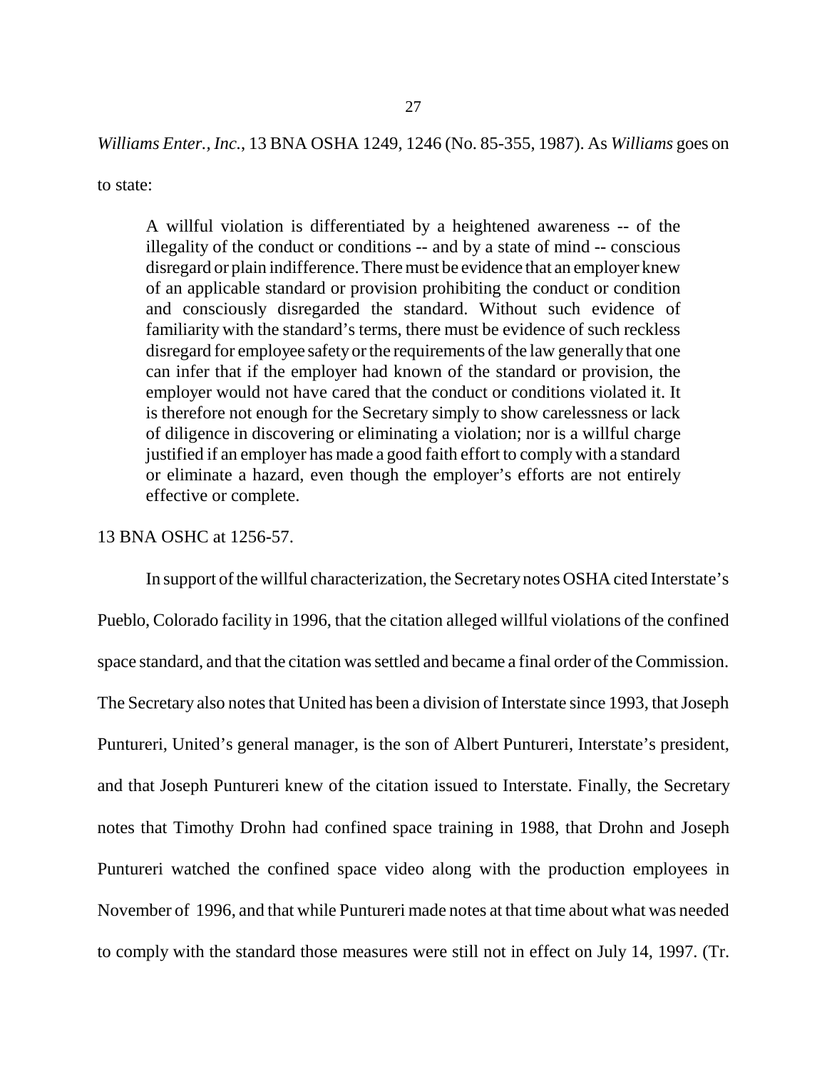*Williams Enter., Inc.*, 13 BNA OSHA 1249, 1246 (No. 85-355, 1987). As *Williams* goes on to state:

> A willful violation is differentiated by a heightened awareness -- of the illegality of the conduct or conditions -- and by a state of mind -- conscious disregard or plain indifference. There must be evidence that an employer knew of an applicable standard or provision prohibiting the conduct or condition and consciously disregarded the standard. Without such evidence of familiarity with the standard's terms, there must be evidence of such reckless disregard for employee safety or the requirements of the law generally that one can infer that if the employer had known of the standard or provision, the employer would not have cared that the conduct or conditions violated it. It is therefore not enough for the Secretary simply to show carelessness or lack of diligence in discovering or eliminating a violation; nor is a willful charge justified if an employer has made a good faith effort to comply with a standard or eliminate a hazard, even though the employer's efforts are not entirely effective or complete.

13 BNA OSHC at 1256-57.

In support of the willful characterization, the Secretary notes OSHA cited Interstate's Pueblo, Colorado facility in 1996, that the citation alleged willful violations of the confined space standard, and that the citation was settled and became a final order of the Commission. The Secretary also notes that United has been a division of Interstate since 1993, that Joseph Puntureri, United's general manager, is the son of Albert Puntureri, Interstate's president, and that Joseph Puntureri knew of the citation issued to Interstate. Finally, the Secretary notes that Timothy Drohn had confined space training in 1988, that Drohn and Joseph Puntureri watched the confined space video along with the production employees in November of 1996, and that while Puntureri made notes at that time about what was needed to comply with the standard those measures were still not in effect on July 14, 1997. (Tr.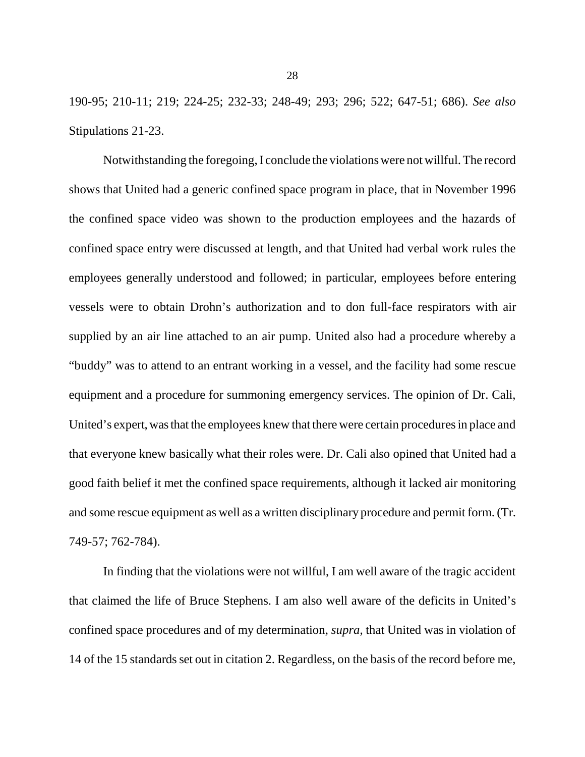190-95; 210-11; 219; 224-25; 232-33; 248-49; 293; 296; 522; 647-51; 686). *See also* Stipulations 21-23.

Notwithstanding the foregoing, I conclude the violations were not willful. The record shows that United had a generic confined space program in place, that in November 1996 the confined space video was shown to the production employees and the hazards of confined space entry were discussed at length, and that United had verbal work rules the employees generally understood and followed; in particular, employees before entering vessels were to obtain Drohn's authorization and to don full-face respirators with air supplied by an air line attached to an air pump. United also had a procedure whereby a "buddy" was to attend to an entrant working in a vessel, and the facility had some rescue equipment and a procedure for summoning emergency services. The opinion of Dr. Cali, United's expert, was that the employees knew that there were certain procedures in place and that everyone knew basically what their roles were. Dr. Cali also opined that United had a good faith belief it met the confined space requirements, although it lacked air monitoring and some rescue equipment as well as a written disciplinary procedure and permit form. (Tr. 749-57; 762-784).

In finding that the violations were not willful, I am well aware of the tragic accident that claimed the life of Bruce Stephens. I am also well aware of the deficits in United's confined space procedures and of my determination, *supra*, that United was in violation of 14 of the 15 standards set out in citation 2. Regardless, on the basis of the record before me,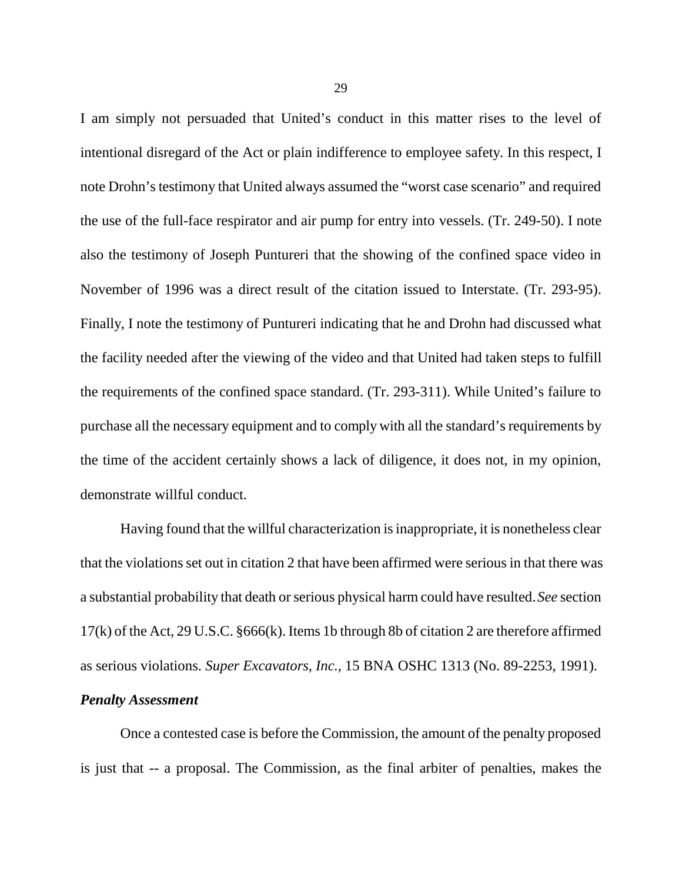I am simply not persuaded that United's conduct in this matter rises to the level of intentional disregard of the Act or plain indifference to employee safety. In this respect, I note Drohn's testimony that United always assumed the "worst case scenario" and required the use of the full-face respirator and air pump for entry into vessels. (Tr. 249-50). I note also the testimony of Joseph Puntureri that the showing of the confined space video in November of 1996 was a direct result of the citation issued to Interstate. (Tr. 293-95). Finally, I note the testimony of Puntureri indicating that he and Drohn had discussed what the facility needed after the viewing of the video and that United had taken steps to fulfill the requirements of the confined space standard. (Tr. 293-311). While United's failure to purchase all the necessary equipment and to comply with all the standard's requirements by the time of the accident certainly shows a lack of diligence, it does not, in my opinion, demonstrate willful conduct.

Having found that the willful characterization is inappropriate, it is nonetheless clear that the violations set out in citation 2 that have been affirmed were serious in that there was a substantial probability that death or serious physical harm could have resulted. *See* section 17(k) of the Act, 29 U.S.C. §666(k). Items 1b through 8b of citation 2 are therefore affirmed as serious violations. *Super Excavators, Inc.*, 15 BNA OSHC 1313 (No. 89-2253, 1991).

***Penalty Assessment***

Once a contested case is before the Commission, the amount of the penalty proposed is just that -- a proposal. The Commission, as the final arbiter of penalties, makes the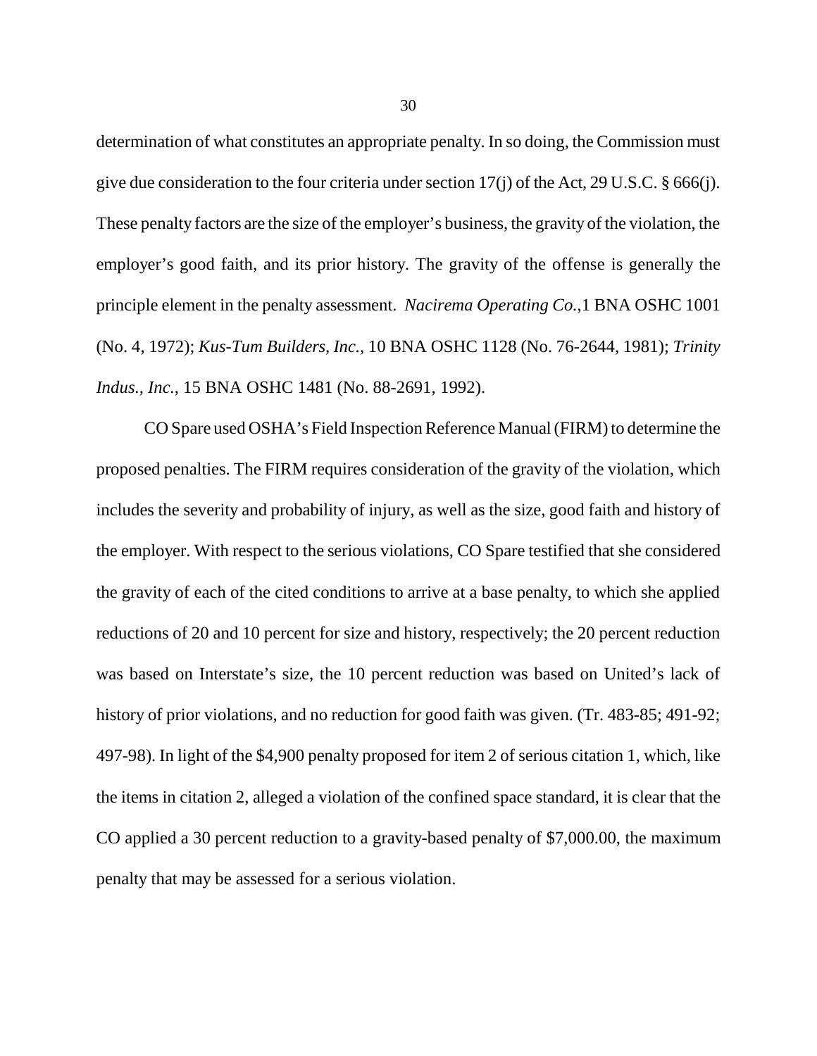determination of what constitutes an appropriate penalty. In so doing, the Commission must give due consideration to the four criteria under section 17(j) of the Act, 29 U.S.C. § 666(j). These penalty factors are the size of the employer's business, the gravity of the violation, the employer's good faith, and its prior history. The gravity of the offense is generally the principle element in the penalty assessment. *Nacirema Operating Co.*,1 BNA OSHC 1001 (No. 4, 1972); *Kus-Tum Builders, Inc.*, 10 BNA OSHC 1128 (No. 76-2644, 1981); *Trinity Indus., Inc.*, 15 BNA OSHC 1481 (No. 88-2691, 1992).

CO Spare used OSHA's Field Inspection Reference Manual (FIRM) to determine the proposed penalties. The FIRM requires consideration of the gravity of the violation, which includes the severity and probability of injury, as well as the size, good faith and history of the employer. With respect to the serious violations, CO Spare testified that she considered the gravity of each of the cited conditions to arrive at a base penalty, to which she applied reductions of 20 and 10 percent for size and history, respectively; the 20 percent reduction was based on Interstate's size, the 10 percent reduction was based on United's lack of history of prior violations, and no reduction for good faith was given. (Tr. 483-85; 491-92; 497-98). In light of the $4,900 penalty proposed for item 2 of serious citation 1, which, like the items in citation 2, alleged a violation of the confined space standard, it is clear that the CO applied a 30 percent reduction to a gravity-based penalty of $7,000.00, the maximum penalty that may be assessed for a serious violation.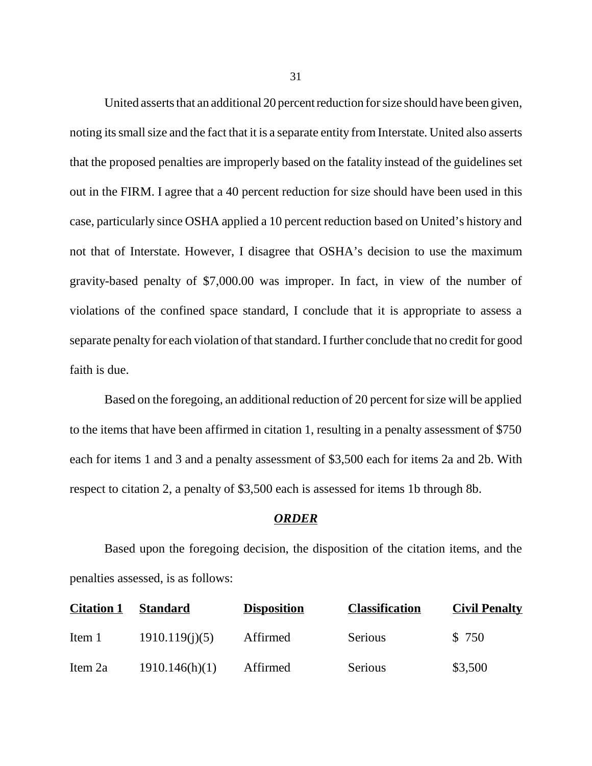United asserts that an additional 20 percent reduction for size should have been given, noting its small size and the fact that it is a separate entity from Interstate. United also asserts that the proposed penalties are improperly based on the fatality instead of the guidelines set out in the FIRM. I agree that a 40 percent reduction for size should have been used in this case, particularly since OSHA applied a 10 percent reduction based on United's history and not that of Interstate. However, I disagree that OSHA's decision to use the maximum gravity-based penalty of $7,000.00 was improper. In fact, in view of the number of violations of the confined space standard, I conclude that it is appropriate to assess a separate penalty for each violation of that standard. I further conclude that no credit for good faith is due.

Based on the foregoing, an additional reduction of 20 percent for size will be applied to the items that have been affirmed in citation 1, resulting in a penalty assessment of $750 each for items 1 and 3 and a penalty assessment of $3,500 each for items 2a and 2b. With respect to citation 2, a penalty of $3,500 each is assessed for items 1b through 8b.

## *ORDER*

Based upon the foregoing decision, the disposition of the citation items, and the penalties assessed, is as follows:

| Citation 1 | Standard | Disposition | Classification | Civil Penalty |
|---|---|---|---|---|
| Item 1 | 1910.119(j)(5) | Affirmed | Serious | $ 750 |
| Item 2a | 1910.146(h)(1) | Affirmed | Serious | $3,500 |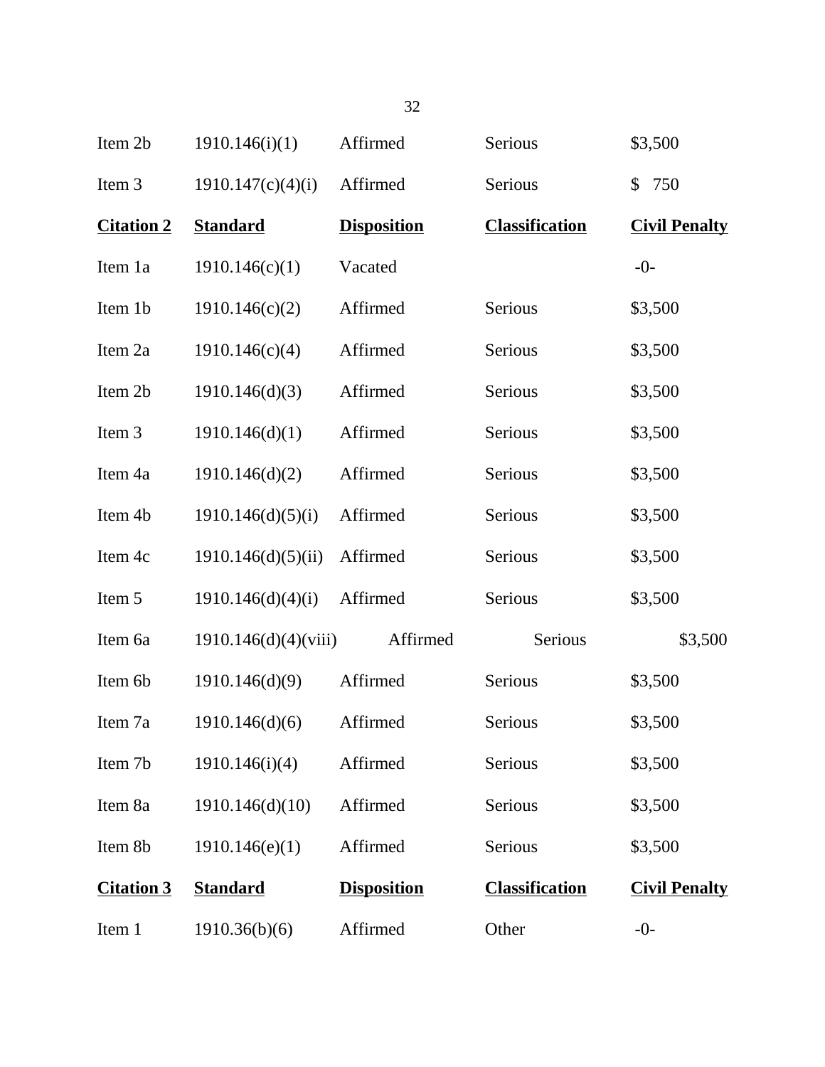| | | | | |
|---|---|---|---|---|
| Item 2b | 1910.146(i)(1) | Affirmed | Serious | $3,500 |
| Item 3 | 1910.147(c)(4)(i) | Affirmed | Serious | $ 750 |
| **Citation 2** | **Standard** | **Disposition** | **Classification** | **Civil Penalty** |
| Item 1a | 1910.146(c)(1) | Vacated | | -0- |
| Item 1b | 1910.146(c)(2) | Affirmed | Serious | $3,500 |
| Item 2a | 1910.146(c)(4) | Affirmed | Serious | $3,500 |
| Item 2b | 1910.146(d)(3) | Affirmed | Serious | $3,500 |
| Item 3 | 1910.146(d)(1) | Affirmed | Serious | $3,500 |
| Item 4a | 1910.146(d)(2) | Affirmed | Serious | $3,500 |
| Item 4b | 1910.146(d)(5)(i) | Affirmed | Serious | $3,500 |
| Item 4c | 1910.146(d)(5)(ii) | Affirmed | Serious | $3,500 |
| Item 5 | 1910.146(d)(4)(i) | Affirmed | Serious | $3,500 |
| Item 6a | 1910.146(d)(4)(viii) | Affirmed | Serious | $3,500 |
| Item 6b | 1910.146(d)(9) | Affirmed | Serious | $3,500 |
| Item 7a | 1910.146(d)(6) | Affirmed | Serious | $3,500 |
| Item 7b | 1910.146(i)(4) | Affirmed | Serious | $3,500 |
| Item 8a | 1910.146(d)(10) | Affirmed | Serious | $3,500 |
| Item 8b | 1910.146(e)(1) | Affirmed | Serious | $3,500 |
| **Citation 3** | **Standard** | **Disposition** | **Classification** | **Civil Penalty** |
| Item 1 | 1910.36(b)(6) | Affirmed | Other | -0- |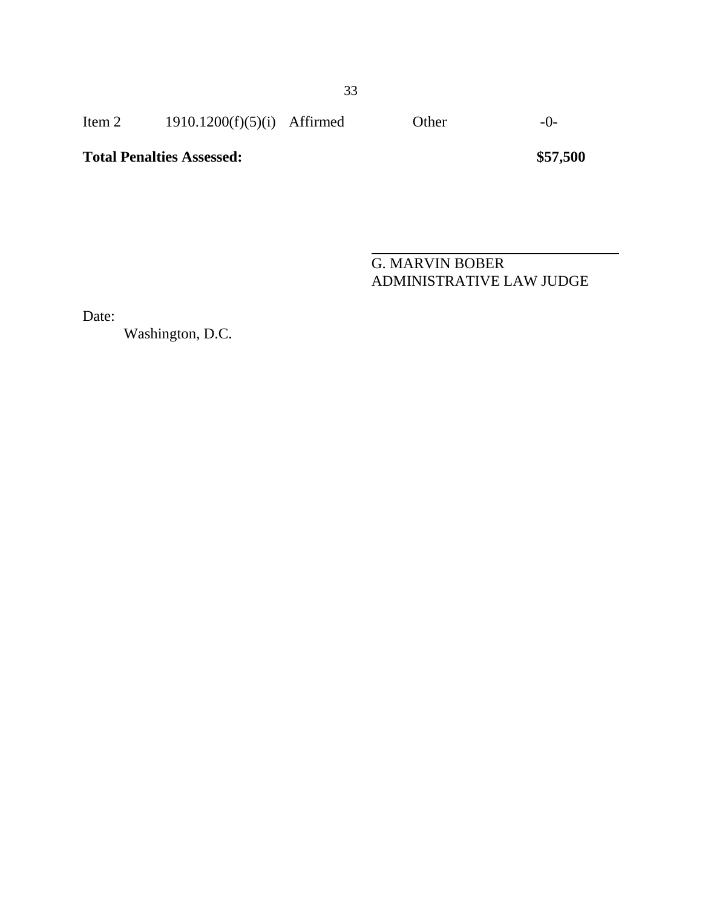| | | | | |
|---|---|---|---|---|
| Item 2 | 1910.1200(f)(5)(i) | Affirmed | Other | -0- |
| **Total Penalties Assessed:** | | | | **$57,500** |

G. MARVIN BOBER
ADMINISTRATIVE LAW JUDGE

Date:
Washington, D.C.